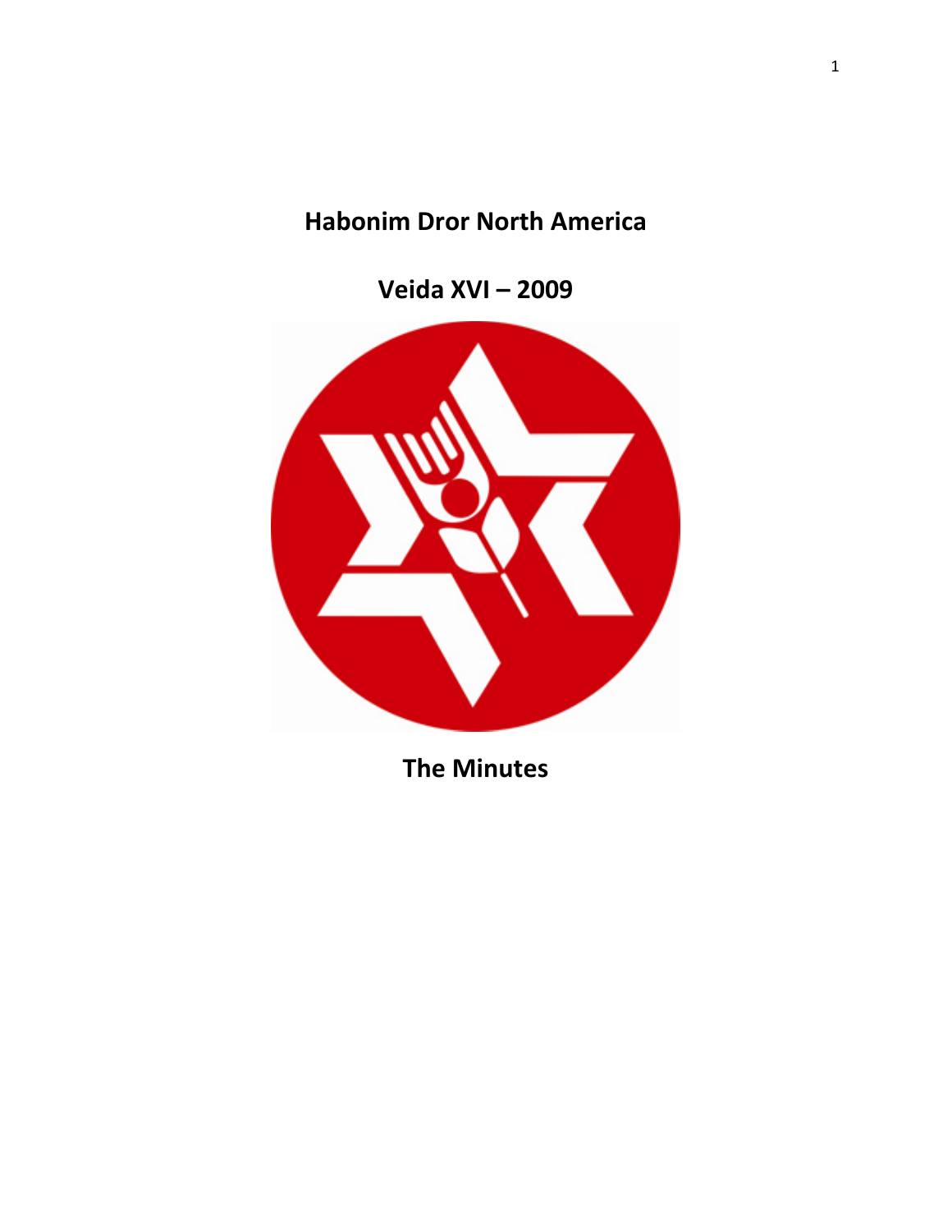# Habonim Dror North America

## Veida XVI – 2009

## The Minutes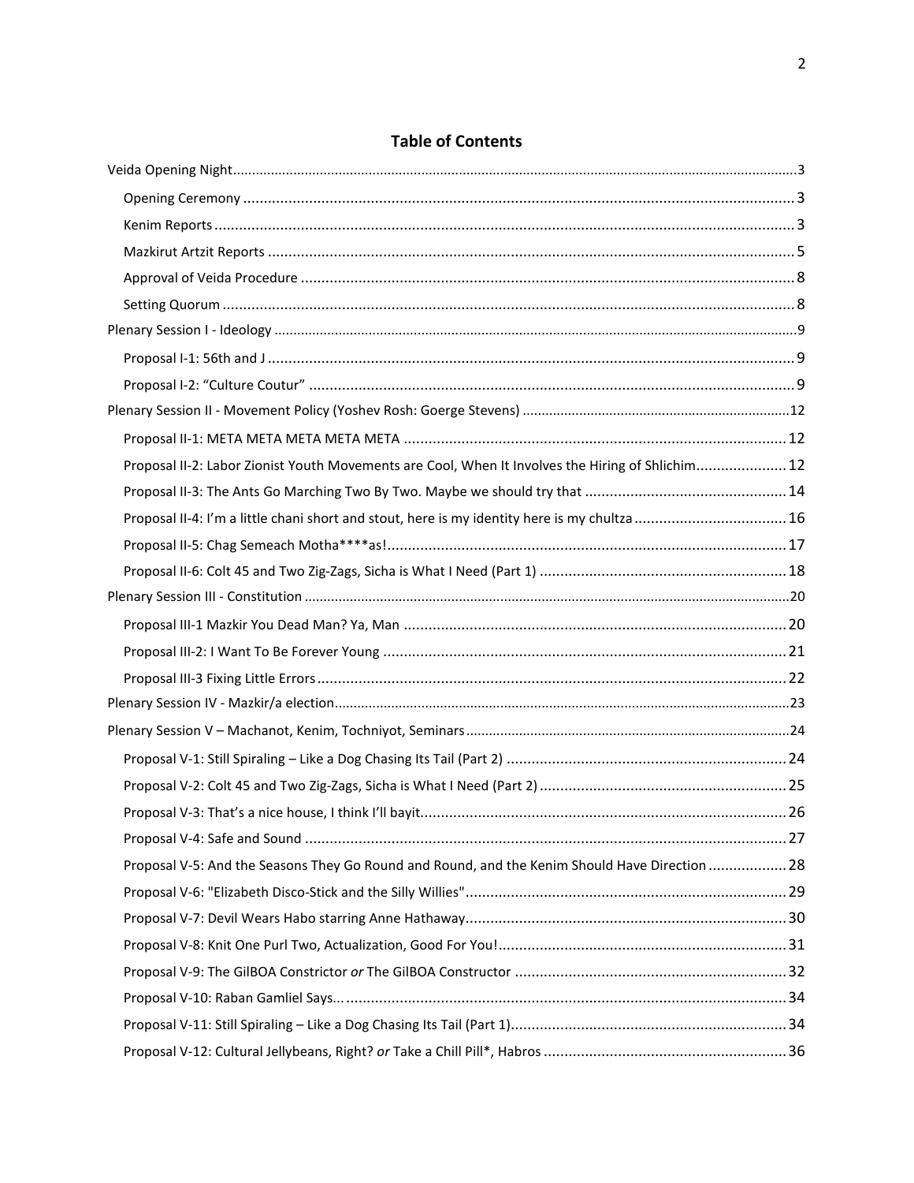## Table of Contents

- Veida Opening Night ..... 3
  - Opening Ceremony ..... 3
  - Kenim Reports ..... 3
  - Mazkirut Artzit Reports ..... 5
  - Approval of Veida Procedure ..... 8
  - Setting Quorum ..... 8
- Plenary Session I - Ideology ..... 9
  - Proposal I-1: 56th and J ..... 9
  - Proposal I-2: "Culture Coutur" ..... 9
- Plenary Session II - Movement Policy (Yoshev Rosh: Goerge Stevens) ..... 12
  - Proposal II-1: META META META META META ..... 12
  - Proposal II-2: Labor Zionist Youth Movements are Cool, When It Involves the Hiring of Shlichim ..... 12
  - Proposal II-3: The Ants Go Marching Two By Two. Maybe we should try that ..... 14
  - Proposal II-4: I'm a little chani short and stout, here is my identity here is my chultza ..... 16
  - Proposal II-5: Chag Semeach Motha****as! ..... 17
  - Proposal II-6: Colt 45 and Two Zig-Zags, Sicha is What I Need (Part 1) ..... 18
- Plenary Session III - Constitution ..... 20
  - Proposal III-1 Mazkir You Dead Man? Ya, Man ..... 20
  - Proposal III-2: I Want To Be Forever Young ..... 21
  - Proposal III-3 Fixing Little Errors ..... 22
- Plenary Session IV - Mazkir/a election ..... 23
- Plenary Session V – Machanot, Kenim, Tochniyot, Seminars ..... 24
  - Proposal V-1: Still Spiraling – Like a Dog Chasing Its Tail (Part 2) ..... 24
  - Proposal V-2: Colt 45 and Two Zig-Zags, Sicha is What I Need (Part 2) ..... 25
  - Proposal V-3: That's a nice house, I think I'll bayit ..... 26
  - Proposal V-4: Safe and Sound ..... 27
  - Proposal V-5: And the Seasons They Go Round and Round, and the Kenim Should Have Direction ..... 28
  - Proposal V-6: "Elizabeth Disco-Stick and the Silly Willies" ..... 29
  - Proposal V-7: Devil Wears Habo starring Anne Hathaway ..... 30
  - Proposal V-8: Knit One Purl Two, Actualization, Good For You! ..... 31
  - Proposal V-9: The GilBOA Constrictor *or* The GilBOA Constructor ..... 32
  - Proposal V-10: Raban Gamliel Says... ..... 34
  - Proposal V-11: Still Spiraling – Like a Dog Chasing Its Tail (Part 1) ..... 34
  - Proposal V-12: Cultural Jellybeans, Right? *or* Take a Chill Pill*, Habros ..... 36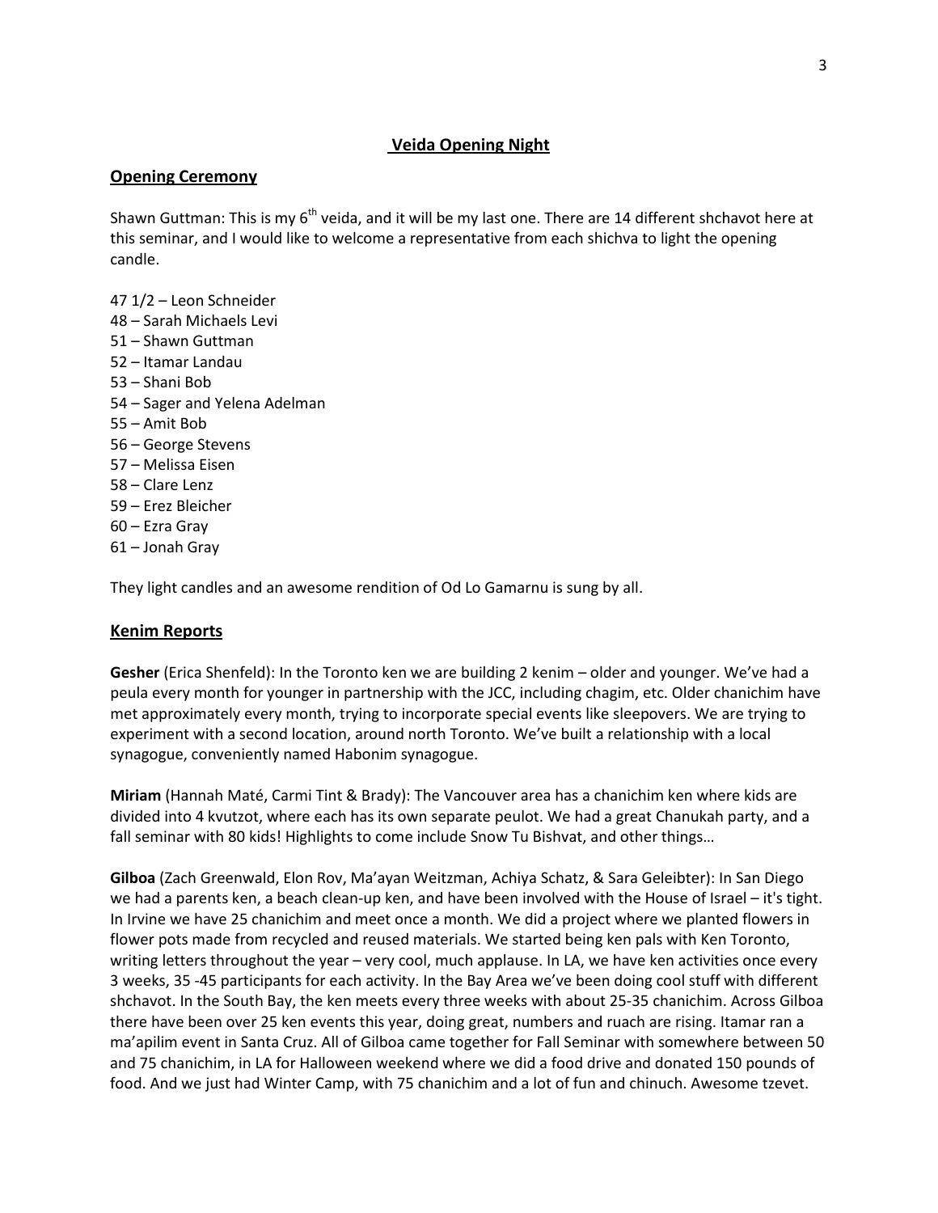## Veida Opening Night

### Opening Ceremony

Shawn Guttman: This is my 6th veida, and it will be my last one. There are 14 different shchavot here at this seminar, and I would like to welcome a representative from each shichva to light the opening candle.

47 1/2 – Leon Schneider
48 – Sarah Michaels Levi
51 – Shawn Guttman
52 – Itamar Landau
53 – Shani Bob
54 – Sager and Yelena Adelman
55 – Amit Bob
56 – George Stevens
57 – Melissa Eisen
58 – Clare Lenz
59 – Erez Bleicher
60 – Ezra Gray
61 – Jonah Gray

They light candles and an awesome rendition of Od Lo Gamarnu is sung by all.

### Kenim Reports

**Gesher** (Erica Shenfeld): In the Toronto ken we are building 2 kenim – older and younger. We've had a peula every month for younger in partnership with the JCC, including chagim, etc. Older chanichim have met approximately every month, trying to incorporate special events like sleepovers. We are trying to experiment with a second location, around north Toronto. We've built a relationship with a local synagogue, conveniently named Habonim synagogue.

**Miriam** (Hannah Maté, Carmi Tint & Brady): The Vancouver area has a chanichim ken where kids are divided into 4 kvutzot, where each has its own separate peulot. We had a great Chanukah party, and a fall seminar with 80 kids! Highlights to come include Snow Tu Bishvat, and other things…

**Gilboa** (Zach Greenwald, Elon Rov, Ma'ayan Weitzman, Achiya Schatz, & Sara Geleibter): In San Diego we had a parents ken, a beach clean-up ken, and have been involved with the House of Israel – it's tight. In Irvine we have 25 chanichim and meet once a month. We did a project where we planted flowers in flower pots made from recycled and reused materials. We started being ken pals with Ken Toronto, writing letters throughout the year – very cool, much applause. In LA, we have ken activities once every 3 weeks, 35 -45 participants for each activity. In the Bay Area we've been doing cool stuff with different shchavot. In the South Bay, the ken meets every three weeks with about 25-35 chanichim. Across Gilboa there have been over 25 ken events this year, doing great, numbers and ruach are rising. Itamar ran a ma'apilim event in Santa Cruz. All of Gilboa came together for Fall Seminar with somewhere between 50 and 75 chanichim, in LA for Halloween weekend where we did a food drive and donated 150 pounds of food. And we just had Winter Camp, with 75 chanichim and a lot of fun and chinuch. Awesome tzevet.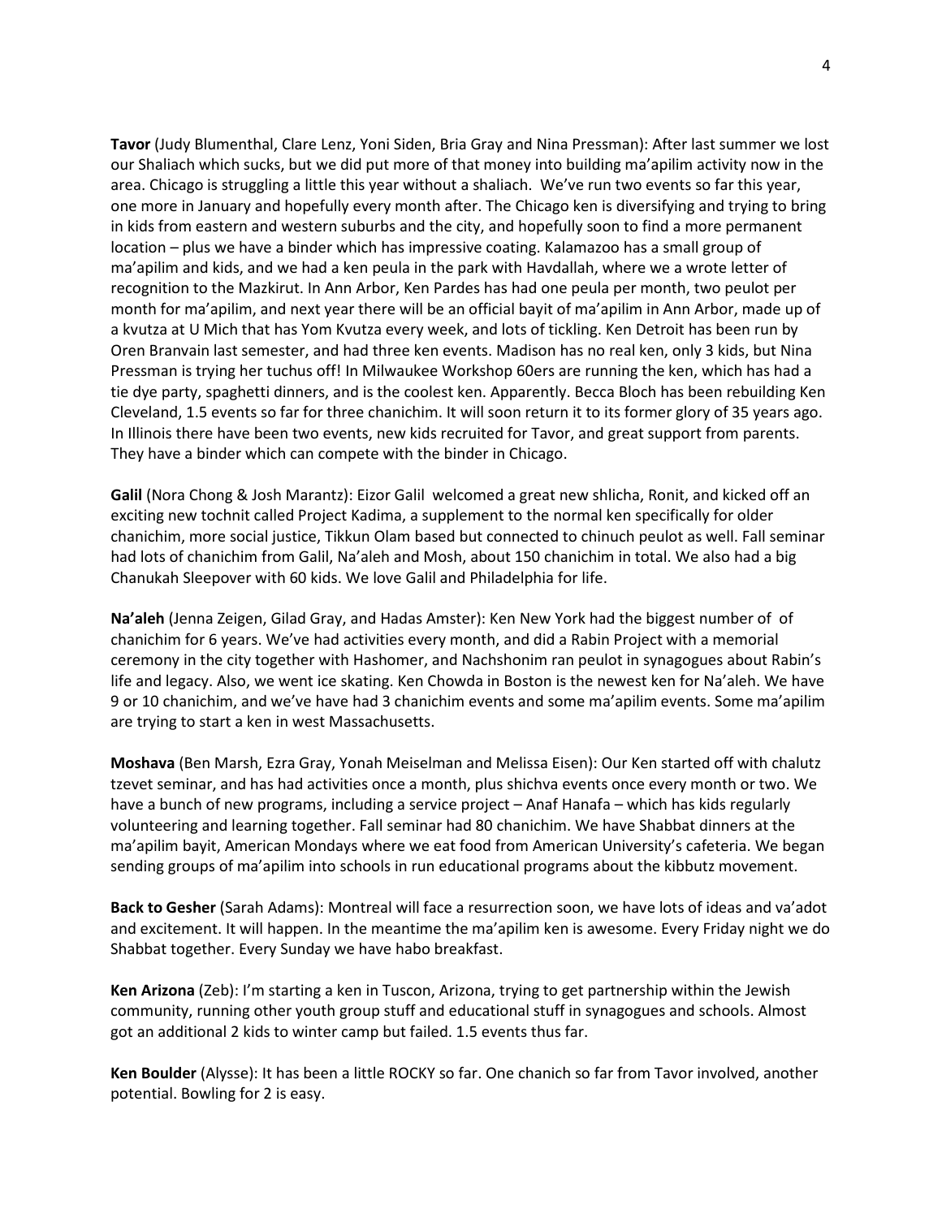**Tavor** (Judy Blumenthal, Clare Lenz, Yoni Siden, Bria Gray and Nina Pressman): After last summer we lost our Shaliach which sucks, but we did put more of that money into building ma'apilim activity now in the area. Chicago is struggling a little this year without a shaliach. We've run two events so far this year, one more in January and hopefully every month after. The Chicago ken is diversifying and trying to bring in kids from eastern and western suburbs and the city, and hopefully soon to find a more permanent location – plus we have a binder which has impressive coating. Kalamazoo has a small group of ma'apilim and kids, and we had a ken peula in the park with Havdallah, where we a wrote letter of recognition to the Mazkirut. In Ann Arbor, Ken Pardes has had one peula per month, two peulot per month for ma'apilim, and next year there will be an official bayit of ma'apilim in Ann Arbor, made up of a kvutza at U Mich that has Yom Kvutza every week, and lots of tickling. Ken Detroit has been run by Oren Branvain last semester, and had three ken events. Madison has no real ken, only 3 kids, but Nina Pressman is trying her tuchus off! In Milwaukee Workshop 60ers are running the ken, which has had a tie dye party, spaghetti dinners, and is the coolest ken. Apparently. Becca Bloch has been rebuilding Ken Cleveland, 1.5 events so far for three chanichim. It will soon return it to its former glory of 35 years ago. In Illinois there have been two events, new kids recruited for Tavor, and great support from parents. They have a binder which can compete with the binder in Chicago.

**Galil** (Nora Chong & Josh Marantz): Eizor Galil welcomed a great new shlicha, Ronit, and kicked off an exciting new tochnit called Project Kadima, a supplement to the normal ken specifically for older chanichim, more social justice, Tikkun Olam based but connected to chinuch peulot as well. Fall seminar had lots of chanichim from Galil, Na'aleh and Mosh, about 150 chanichim in total. We also had a big Chanukah Sleepover with 60 kids. We love Galil and Philadelphia for life.

**Na'aleh** (Jenna Zeigen, Gilad Gray, and Hadas Amster): Ken New York had the biggest number of of chanichim for 6 years. We've had activities every month, and did a Rabin Project with a memorial ceremony in the city together with Hashomer, and Nachshonim ran peulot in synagogues about Rabin's life and legacy. Also, we went ice skating. Ken Chowda in Boston is the newest ken for Na'aleh. We have 9 or 10 chanichim, and we've have had 3 chanichim events and some ma'apilim events. Some ma'apilim are trying to start a ken in west Massachusetts.

**Moshava** (Ben Marsh, Ezra Gray, Yonah Meiselman and Melissa Eisen): Our Ken started off with chalutz tzevet seminar, and has had activities once a month, plus shichva events once every month or two. We have a bunch of new programs, including a service project – Anaf Hanafa – which has kids regularly volunteering and learning together. Fall seminar had 80 chanichim. We have Shabbat dinners at the ma'apilim bayit, American Mondays where we eat food from American University's cafeteria. We began sending groups of ma'apilim into schools in run educational programs about the kibbutz movement.

**Back to Gesher** (Sarah Adams): Montreal will face a resurrection soon, we have lots of ideas and va'adot and excitement. It will happen. In the meantime the ma'apilim ken is awesome. Every Friday night we do Shabbat together. Every Sunday we have habo breakfast.

**Ken Arizona** (Zeb): I'm starting a ken in Tuscon, Arizona, trying to get partnership within the Jewish community, running other youth group stuff and educational stuff in synagogues and schools. Almost got an additional 2 kids to winter camp but failed. 1.5 events thus far.

**Ken Boulder** (Alysse): It has been a little ROCKY so far. One chanich so far from Tavor involved, another potential. Bowling for 2 is easy.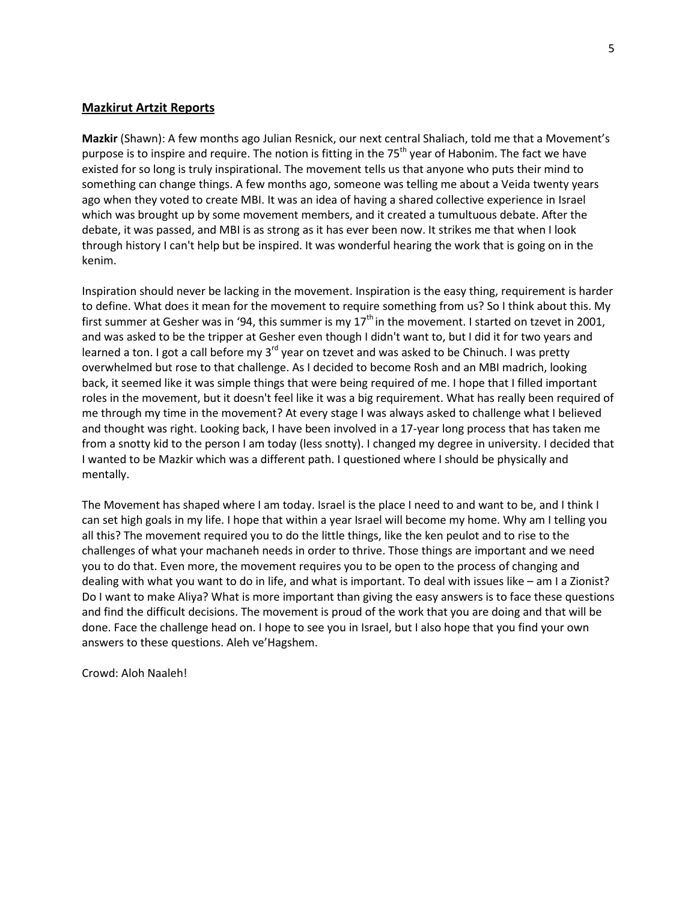## Mazkirut Artzit Reports

**Mazkir** (Shawn): A few months ago Julian Resnick, our next central Shaliach, told me that a Movement's purpose is to inspire and require. The notion is fitting in the 75th year of Habonim. The fact we have existed for so long is truly inspirational. The movement tells us that anyone who puts their mind to something can change things. A few months ago, someone was telling me about a Veida twenty years ago when they voted to create MBI. It was an idea of having a shared collective experience in Israel which was brought up by some movement members, and it created a tumultuous debate. After the debate, it was passed, and MBI is as strong as it has ever been now. It strikes me that when I look through history I can't help but be inspired. It was wonderful hearing the work that is going on in the kenim.

Inspiration should never be lacking in the movement. Inspiration is the easy thing, requirement is harder to define. What does it mean for the movement to require something from us? So I think about this. My first summer at Gesher was in '94, this summer is my 17th in the movement. I started on tzevet in 2001, and was asked to be the tripper at Gesher even though I didn't want to, but I did it for two years and learned a ton. I got a call before my 3rd year on tzevet and was asked to be Chinuch. I was pretty overwhelmed but rose to that challenge. As I decided to become Rosh and an MBI madrich, looking back, it seemed like it was simple things that were being required of me. I hope that I filled important roles in the movement, but it doesn't feel like it was a big requirement. What has really been required of me through my time in the movement? At every stage I was always asked to challenge what I believed and thought was right. Looking back, I have been involved in a 17-year long process that has taken me from a snotty kid to the person I am today (less snotty). I changed my degree in university. I decided that I wanted to be Mazkir which was a different path. I questioned where I should be physically and mentally.

The Movement has shaped where I am today. Israel is the place I need to and want to be, and I think I can set high goals in my life. I hope that within a year Israel will become my home. Why am I telling you all this? The movement required you to do the little things, like the ken peulot and to rise to the challenges of what your machaneh needs in order to thrive. Those things are important and we need you to do that. Even more, the movement requires you to be open to the process of changing and dealing with what you want to do in life, and what is important. To deal with issues like – am I a Zionist? Do I want to make Aliya? What is more important than giving the easy answers is to face these questions and find the difficult decisions. The movement is proud of the work that you are doing and that will be done. Face the challenge head on. I hope to see you in Israel, but I also hope that you find your own answers to these questions. Aleh ve'Hagshem.

Crowd: Aloh Naaleh!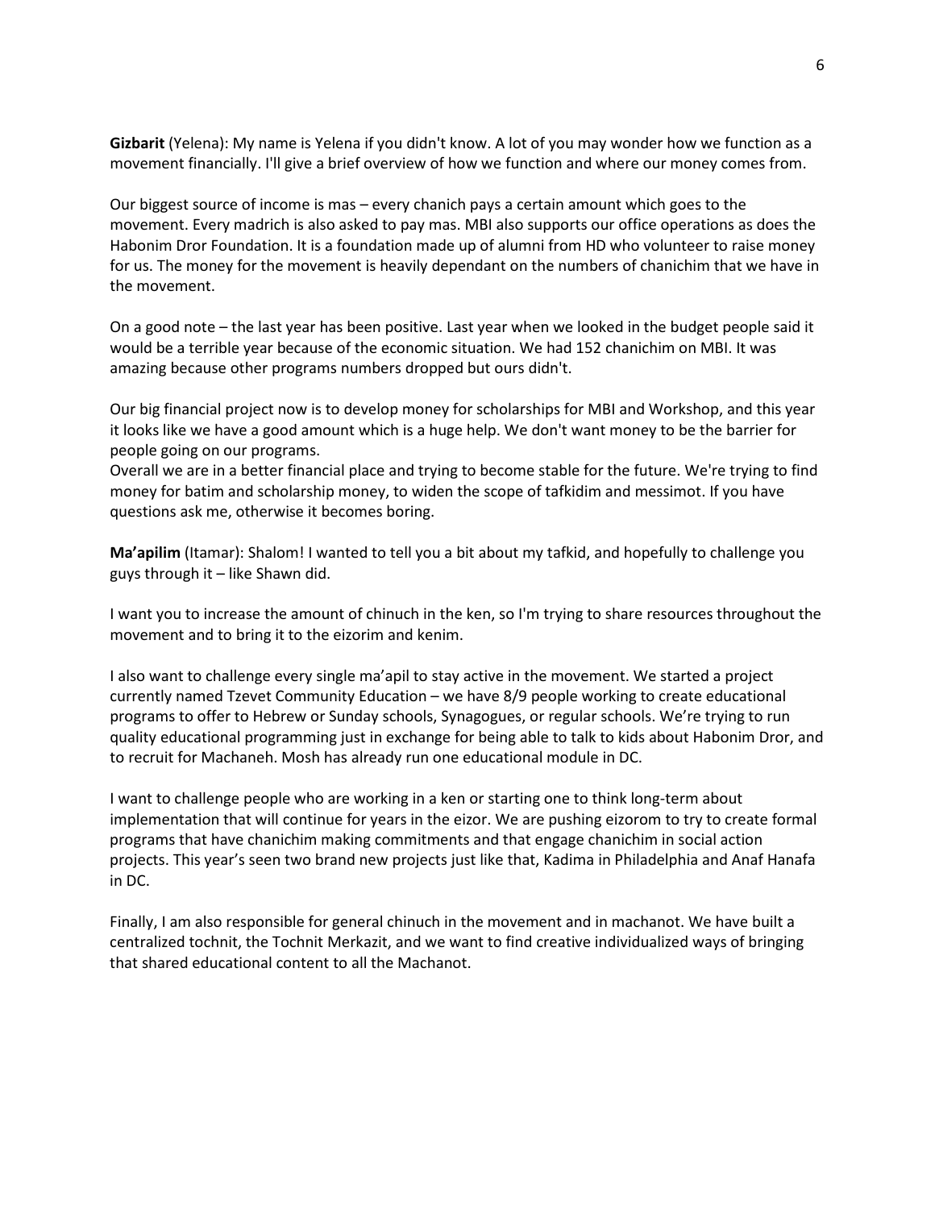**Gizbarit** (Yelena): My name is Yelena if you didn't know. A lot of you may wonder how we function as a movement financially. I'll give a brief overview of how we function and where our money comes from.

Our biggest source of income is mas – every chanich pays a certain amount which goes to the movement. Every madrich is also asked to pay mas. MBI also supports our office operations as does the Habonim Dror Foundation. It is a foundation made up of alumni from HD who volunteer to raise money for us. The money for the movement is heavily dependant on the numbers of chanichim that we have in the movement.

On a good note – the last year has been positive. Last year when we looked in the budget people said it would be a terrible year because of the economic situation. We had 152 chanichim on MBI. It was amazing because other programs numbers dropped but ours didn't.

Our big financial project now is to develop money for scholarships for MBI and Workshop, and this year it looks like we have a good amount which is a huge help. We don't want money to be the barrier for people going on our programs.
Overall we are in a better financial place and trying to become stable for the future. We're trying to find money for batim and scholarship money, to widen the scope of tafkidim and messimot. If you have questions ask me, otherwise it becomes boring.

**Ma'apilim** (Itamar): Shalom! I wanted to tell you a bit about my tafkid, and hopefully to challenge you guys through it – like Shawn did.

I want you to increase the amount of chinuch in the ken, so I'm trying to share resources throughout the movement and to bring it to the eizorim and kenim.

I also want to challenge every single ma'apil to stay active in the movement. We started a project currently named Tzevet Community Education – we have 8/9 people working to create educational programs to offer to Hebrew or Sunday schools, Synagogues, or regular schools. We're trying to run quality educational programming just in exchange for being able to talk to kids about Habonim Dror, and to recruit for Machaneh. Mosh has already run one educational module in DC.

I want to challenge people who are working in a ken or starting one to think long-term about implementation that will continue for years in the eizor. We are pushing eizorom to try to create formal programs that have chanichim making commitments and that engage chanichim in social action projects. This year's seen two brand new projects just like that, Kadima in Philadelphia and Anaf Hanafa in DC.

Finally, I am also responsible for general chinuch in the movement and in machanot. We have built a centralized tochnit, the Tochnit Merkazit, and we want to find creative individualized ways of bringing that shared educational content to all the Machanot.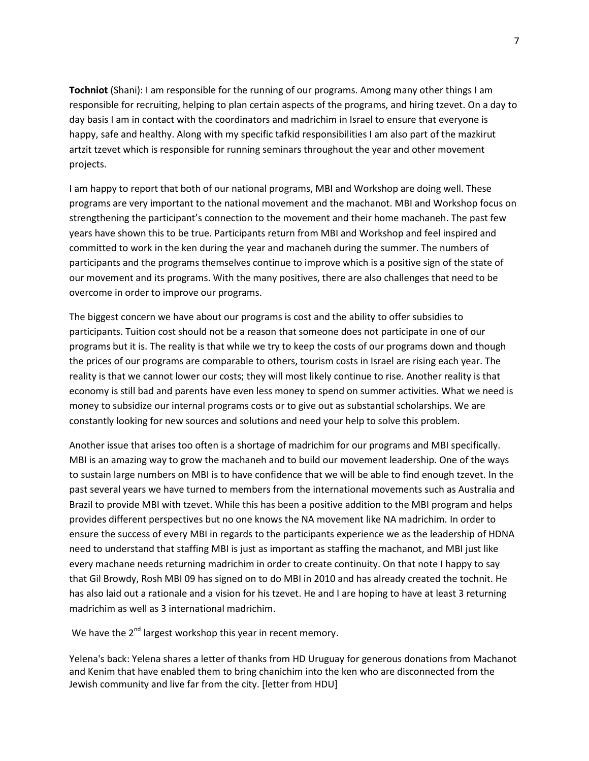**Tochniot** (Shani): I am responsible for the running of our programs. Among many other things I am responsible for recruiting, helping to plan certain aspects of the programs, and hiring tzevet. On a day to day basis I am in contact with the coordinators and madrichim in Israel to ensure that everyone is happy, safe and healthy. Along with my specific tafkid responsibilities I am also part of the mazkirut artzit tzevet which is responsible for running seminars throughout the year and other movement projects.

I am happy to report that both of our national programs, MBI and Workshop are doing well. These programs are very important to the national movement and the machanot. MBI and Workshop focus on strengthening the participant's connection to the movement and their home machaneh. The past few years have shown this to be true. Participants return from MBI and Workshop and feel inspired and committed to work in the ken during the year and machaneh during the summer. The numbers of participants and the programs themselves continue to improve which is a positive sign of the state of our movement and its programs. With the many positives, there are also challenges that need to be overcome in order to improve our programs.

The biggest concern we have about our programs is cost and the ability to offer subsidies to participants. Tuition cost should not be a reason that someone does not participate in one of our programs but it is. The reality is that while we try to keep the costs of our programs down and though the prices of our programs are comparable to others, tourism costs in Israel are rising each year. The reality is that we cannot lower our costs; they will most likely continue to rise. Another reality is that economy is still bad and parents have even less money to spend on summer activities. What we need is money to subsidize our internal programs costs or to give out as substantial scholarships. We are constantly looking for new sources and solutions and need your help to solve this problem.

Another issue that arises too often is a shortage of madrichim for our programs and MBI specifically. MBI is an amazing way to grow the machaneh and to build our movement leadership. One of the ways to sustain large numbers on MBI is to have confidence that we will be able to find enough tzevet. In the past several years we have turned to members from the international movements such as Australia and Brazil to provide MBI with tzevet. While this has been a positive addition to the MBI program and helps provides different perspectives but no one knows the NA movement like NA madrichim. In order to ensure the success of every MBI in regards to the participants experience we as the leadership of HDNA need to understand that staffing MBI is just as important as staffing the machanot, and MBI just like every machane needs returning madrichim in order to create continuity. On that note I happy to say that Gil Browdy, Rosh MBI 09 has signed on to do MBI in 2010 and has already created the tochnit. He has also laid out a rationale and a vision for his tzevet. He and I are hoping to have at least 3 returning madrichim as well as 3 international madrichim.

We have the 2nd largest workshop this year in recent memory.

Yelena's back: Yelena shares a letter of thanks from HD Uruguay for generous donations from Machanot and Kenim that have enabled them to bring chanichim into the ken who are disconnected from the Jewish community and live far from the city. [letter from HDU]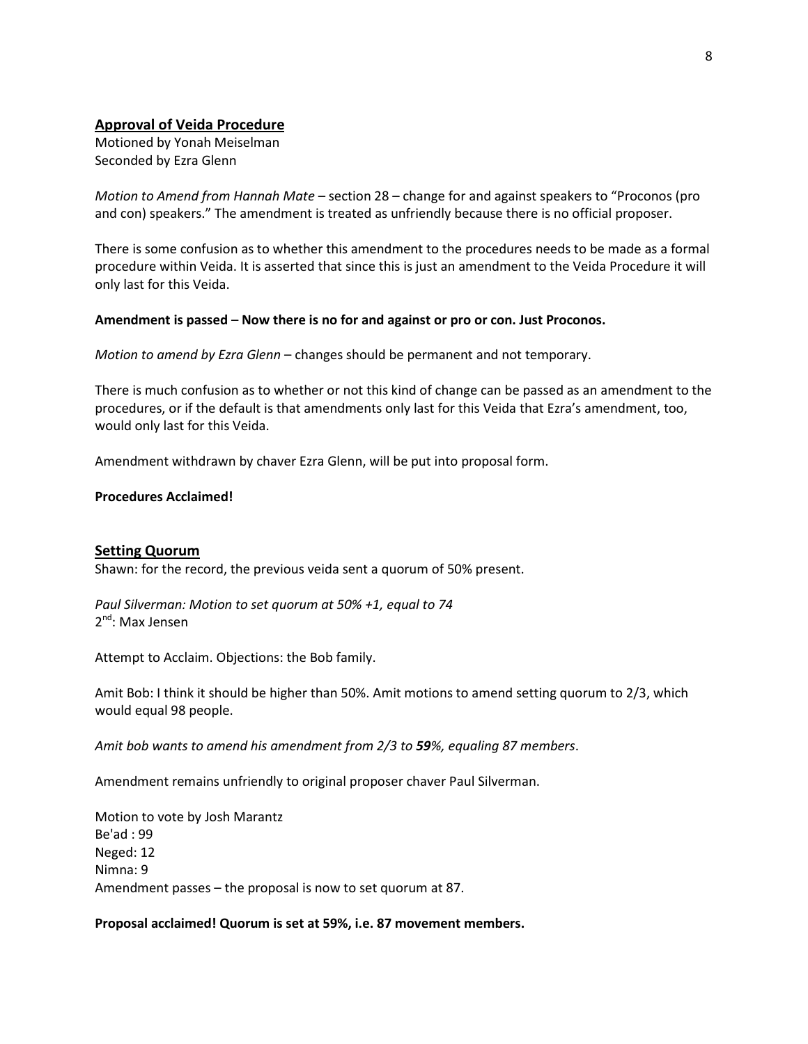## Approval of Veida Procedure

Motioned by Yonah Meiselman
Seconded by Ezra Glenn

*Motion to Amend from Hannah Mate* – section 28 – change for and against speakers to "Proconos (pro and con) speakers." The amendment is treated as unfriendly because there is no official proposer.

There is some confusion as to whether this amendment to the procedures needs to be made as a formal procedure within Veida. It is asserted that since this is just an amendment to the Veida Procedure it will only last for this Veida.

**Amendment is passed** – **Now there is no for and against or pro or con. Just Proconos.**

*Motion to amend by Ezra Glenn* – changes should be permanent and not temporary.

There is much confusion as to whether or not this kind of change can be passed as an amendment to the procedures, or if the default is that amendments only last for this Veida that Ezra's amendment, too, would only last for this Veida.

Amendment withdrawn by chaver Ezra Glenn, will be put into proposal form.

**Procedures Acclaimed!**

## Setting Quorum

Shawn: for the record, the previous veida sent a quorum of 50% present.

*Paul Silverman: Motion to set quorum at 50% +1, equal to 74*
2nd: Max Jensen

Attempt to Acclaim. Objections: the Bob family.

Amit Bob: I think it should be higher than 50%. Amit motions to amend setting quorum to 2/3, which would equal 98 people.

*Amit bob wants to amend his amendment from 2/3 to **59**%, equaling 87 members*.

Amendment remains unfriendly to original proposer chaver Paul Silverman.

Motion to vote by Josh Marantz
Be'ad : 99
Neged: 12
Nimna: 9
Amendment passes – the proposal is now to set quorum at 87.

**Proposal acclaimed! Quorum is set at 59%, i.e. 87 movement members.**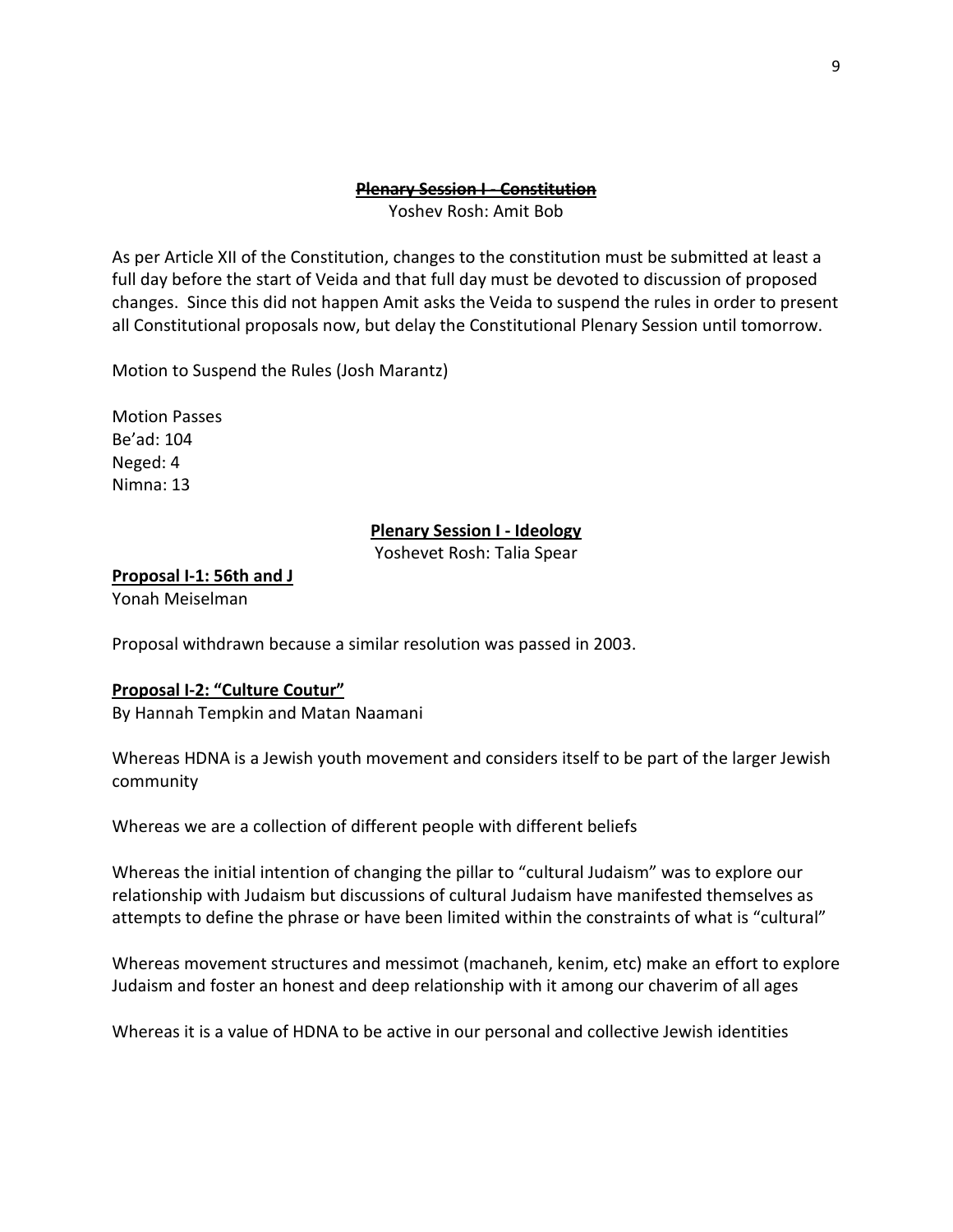**~~Plenary Session I - Constitution~~**

Yoshev Rosh: Amit Bob

As per Article XII of the Constitution, changes to the constitution must be submitted at least a full day before the start of Veida and that full day must be devoted to discussion of proposed changes. Since this did not happen Amit asks the Veida to suspend the rules in order to present all Constitutional proposals now, but delay the Constitutional Plenary Session until tomorrow.

Motion to Suspend the Rules (Josh Marantz)

Motion Passes
Be'ad: 104
Neged: 4
Nimna: 13

**Plenary Session I - Ideology**

Yoshevet Rosh: Talia Spear

**Proposal I-1: 56th and J**

Yonah Meiselman

Proposal withdrawn because a similar resolution was passed in 2003.

**Proposal I-2: "Culture Coutur"**

By Hannah Tempkin and Matan Naamani

Whereas HDNA is a Jewish youth movement and considers itself to be part of the larger Jewish community

Whereas we are a collection of different people with different beliefs

Whereas the initial intention of changing the pillar to "cultural Judaism" was to explore our relationship with Judaism but discussions of cultural Judaism have manifested themselves as attempts to define the phrase or have been limited within the constraints of what is "cultural"

Whereas movement structures and messimot (machaneh, kenim, etc) make an effort to explore Judaism and foster an honest and deep relationship with it among our chaverim of all ages

Whereas it is a value of HDNA to be active in our personal and collective Jewish identities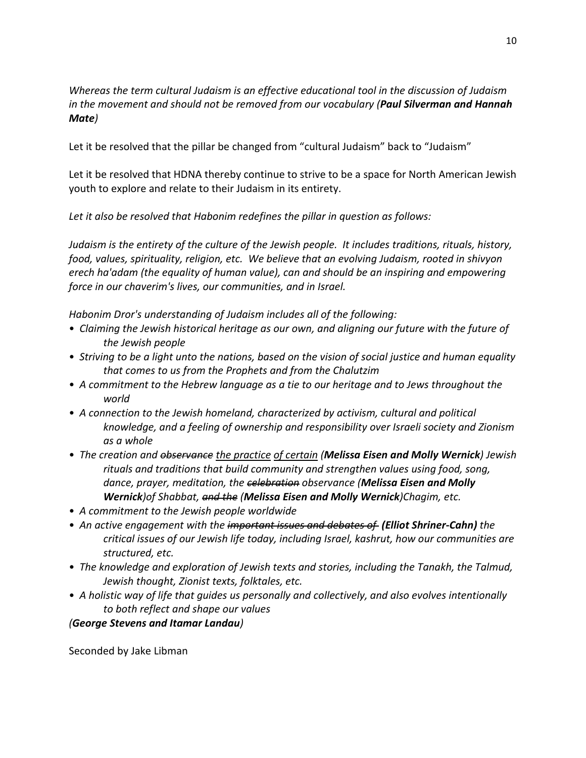*Whereas the term cultural Judaism is an effective educational tool in the discussion of Judaism in the movement and should not be removed from our vocabulary (**Paul Silverman and Hannah Mate**)*

Let it be resolved that the pillar be changed from "cultural Judaism" back to "Judaism"

Let it be resolved that HDNA thereby continue to strive to be a space for North American Jewish youth to explore and relate to their Judaism in its entirety.

*Let it also be resolved that Habonim redefines the pillar in question as follows:*

*Judaism is the entirety of the culture of the Jewish people. It includes traditions, rituals, history, food, values, spirituality, religion, etc. We believe that an evolving Judaism, rooted in shivyon erech ha'adam (the equality of human value), can and should be an inspiring and empowering force in our chaverim's lives, our communities, and in Israel.*

*Habonim Dror's understanding of Judaism includes all of the following:*

- *Claiming the Jewish historical heritage as our own, and aligning our future with the future of the Jewish people*
- *Striving to be a light unto the nations, based on the vision of social justice and human equality that comes to us from the Prophets and from the Chalutzim*
- *A commitment to the Hebrew language as a tie to our heritage and to Jews throughout the world*
- *A connection to the Jewish homeland, characterized by activism, cultural and political knowledge, and a feeling of ownership and responsibility over Israeli society and Zionism as a whole*
- *The creation and ~~observance~~ <u>the practice</u> <u>of certain</u> (**Melissa Eisen and Molly Wernick**) Jewish rituals and traditions that build community and strengthen values using food, song, dance, prayer, meditation, the ~~celebration~~ observance (**Melissa Eisen and Molly Wernick**)of Shabbat, ~~and the~~ (**Melissa Eisen and Molly Wernick**)Chagim, etc.*
- *A commitment to the Jewish people worldwide*
- *An active engagement with the ~~important issues and debates of~~ **(Elliot Shriner-Cahn)** the critical issues of our Jewish life today, including Israel, kashrut, how our communities are structured, etc.*
- *The knowledge and exploration of Jewish texts and stories, including the Tanakh, the Talmud, Jewish thought, Zionist texts, folktales, etc.*
- *A holistic way of life that guides us personally and collectively, and also evolves intentionally to both reflect and shape our values*

*(**George Stevens and Itamar Landau**)*

Seconded by Jake Libman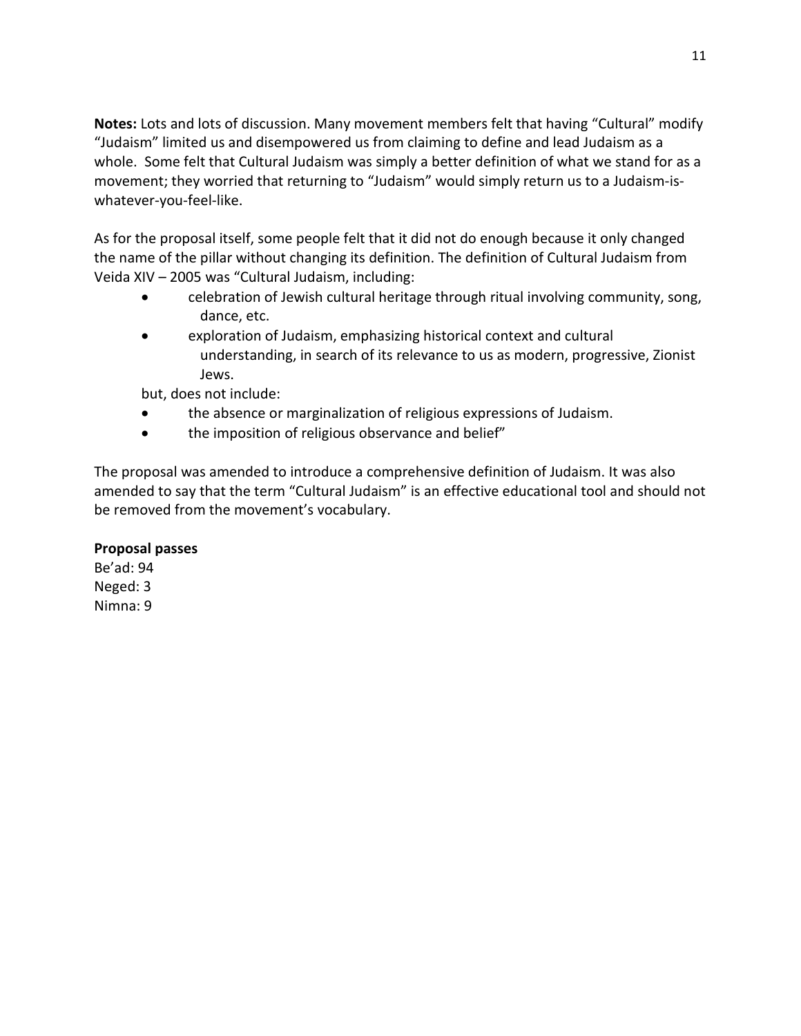**Notes:** Lots and lots of discussion. Many movement members felt that having "Cultural" modify "Judaism" limited us and disempowered us from claiming to define and lead Judaism as a whole. Some felt that Cultural Judaism was simply a better definition of what we stand for as a movement; they worried that returning to "Judaism" would simply return us to a Judaism-is-whatever-you-feel-like.

As for the proposal itself, some people felt that it did not do enough because it only changed the name of the pillar without changing its definition. The definition of Cultural Judaism from Veida XIV – 2005 was "Cultural Judaism, including:

- celebration of Jewish cultural heritage through ritual involving community, song, dance, etc.
- exploration of Judaism, emphasizing historical context and cultural understanding, in search of its relevance to us as modern, progressive, Zionist Jews.

but, does not include:

- the absence or marginalization of religious expressions of Judaism.
- the imposition of religious observance and belief"

The proposal was amended to introduce a comprehensive definition of Judaism. It was also amended to say that the term "Cultural Judaism" is an effective educational tool and should not be removed from the movement's vocabulary.

**Proposal passes**
Be'ad: 94
Neged: 3
Nimna: 9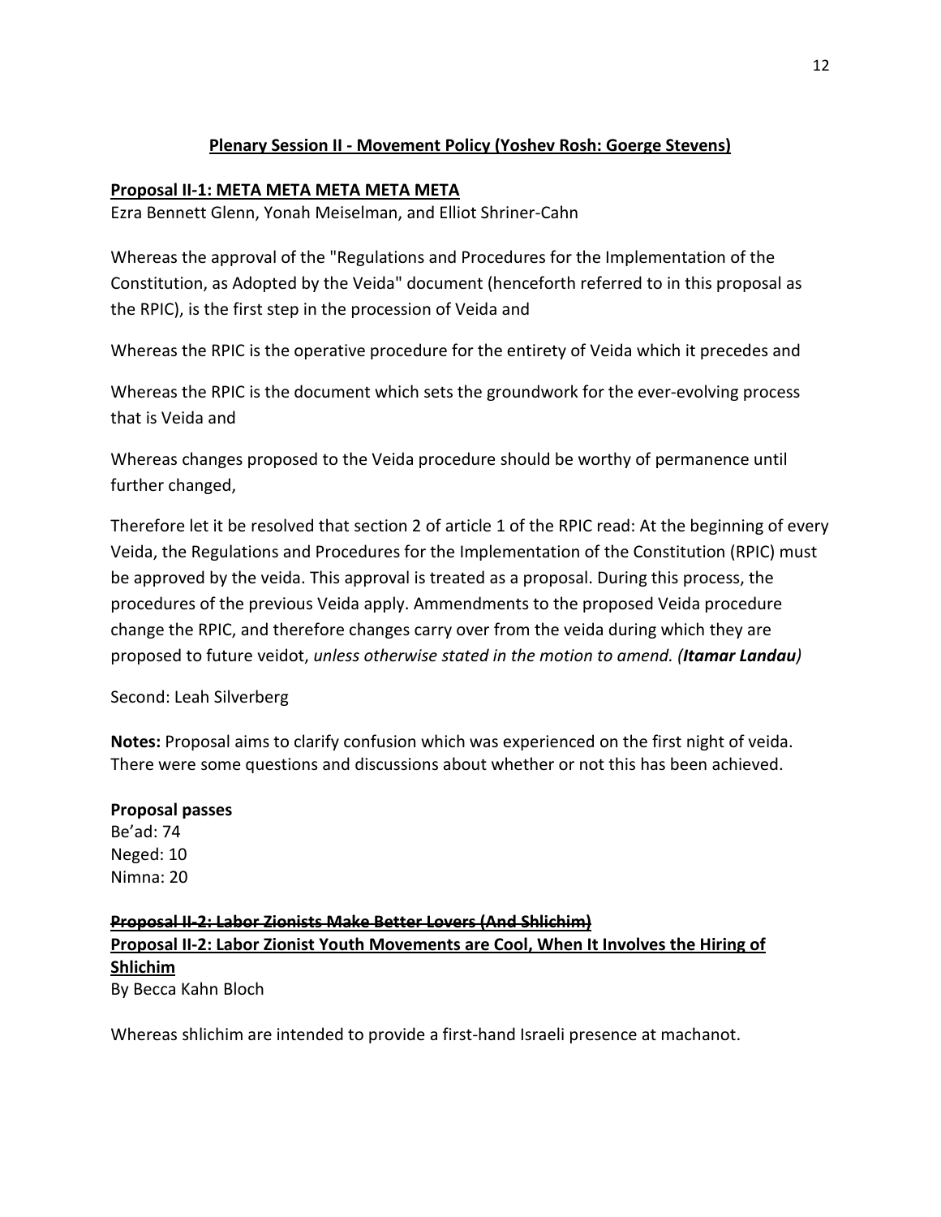## Plenary Session II - Movement Policy (Yoshev Rosh: Goerge Stevens)

**Proposal II-1: META META META META META**

Ezra Bennett Glenn, Yonah Meiselman, and Elliot Shriner-Cahn

Whereas the approval of the "Regulations and Procedures for the Implementation of the Constitution, as Adopted by the Veida" document (henceforth referred to in this proposal as the RPIC), is the first step in the procession of Veida and

Whereas the RPIC is the operative procedure for the entirety of Veida which it precedes and

Whereas the RPIC is the document which sets the groundwork for the ever-evolving process that is Veida and

Whereas changes proposed to the Veida procedure should be worthy of permanence until further changed,

Therefore let it be resolved that section 2 of article 1 of the RPIC read: At the beginning of every Veida, the Regulations and Procedures for the Implementation of the Constitution (RPIC) must be approved by the veida. This approval is treated as a proposal. During this process, the procedures of the previous Veida apply. Ammendments to the proposed Veida procedure change the RPIC, and therefore changes carry over from the veida during which they are proposed to future veidot, *unless otherwise stated in the motion to amend. (**Itamar Landau**)*

Second: Leah Silverberg

**Notes:** Proposal aims to clarify confusion which was experienced on the first night of veida. There were some questions and discussions about whether or not this has been achieved.

**Proposal passes**
Be'ad: 74
Neged: 10
Nimna: 20

~~**Proposal II-2: Labor Zionists Make Better Lovers (And Shlichim)**~~

**Proposal II-2: Labor Zionist Youth Movements are Cool, When It Involves the Hiring of Shlichim**

By Becca Kahn Bloch

Whereas shlichim are intended to provide a first-hand Israeli presence at machanot.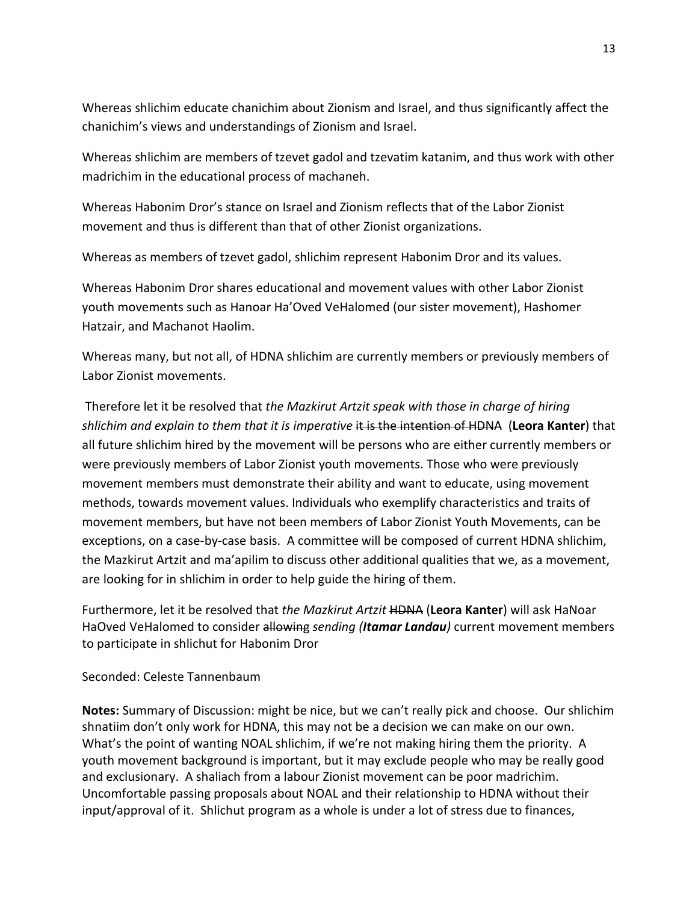Whereas shlichim educate chanichim about Zionism and Israel, and thus significantly affect the chanichim's views and understandings of Zionism and Israel.

Whereas shlichim are members of tzevet gadol and tzevatim katanim, and thus work with other madrichim in the educational process of machaneh.

Whereas Habonim Dror's stance on Israel and Zionism reflects that of the Labor Zionist movement and thus is different than that of other Zionist organizations.

Whereas as members of tzevet gadol, shlichim represent Habonim Dror and its values.

Whereas Habonim Dror shares educational and movement values with other Labor Zionist youth movements such as Hanoar Ha'Oved VeHalomed (our sister movement), Hashomer Hatzair, and Machanot Haolim.

Whereas many, but not all, of HDNA shlichim are currently members or previously members of Labor Zionist movements.

Therefore let it be resolved that *the Mazkirut Artzit speak with those in charge of hiring shlichim and explain to them that it is imperative* ~~it is the intention of HDNA~~ (**Leora Kanter**) that all future shlichim hired by the movement will be persons who are either currently members or were previously members of Labor Zionist youth movements. Those who were previously movement members must demonstrate their ability and want to educate, using movement methods, towards movement values. Individuals who exemplify characteristics and traits of movement members, but have not been members of Labor Zionist Youth Movements, can be exceptions, on a case-by-case basis. A committee will be composed of current HDNA shlichim, the Mazkirut Artzit and ma'apilim to discuss other additional qualities that we, as a movement, are looking for in shlichim in order to help guide the hiring of them.

Furthermore, let it be resolved that *the Mazkirut Artzit* ~~HDNA~~ (**Leora Kanter**) will ask HaNoar HaOved VeHalomed to consider ~~allowing~~ *sending (**Itamar Landau**)* current movement members to participate in shlichut for Habonim Dror

Seconded: Celeste Tannenbaum

**Notes:** Summary of Discussion: might be nice, but we can't really pick and choose. Our shlichim shnatiim don't only work for HDNA, this may not be a decision we can make on our own. What's the point of wanting NOAL shlichim, if we're not making hiring them the priority. A youth movement background is important, but it may exclude people who may be really good and exclusionary. A shaliach from a labour Zionist movement can be poor madrichim. Uncomfortable passing proposals about NOAL and their relationship to HDNA without their input/approval of it. Shlichut program as a whole is under a lot of stress due to finances,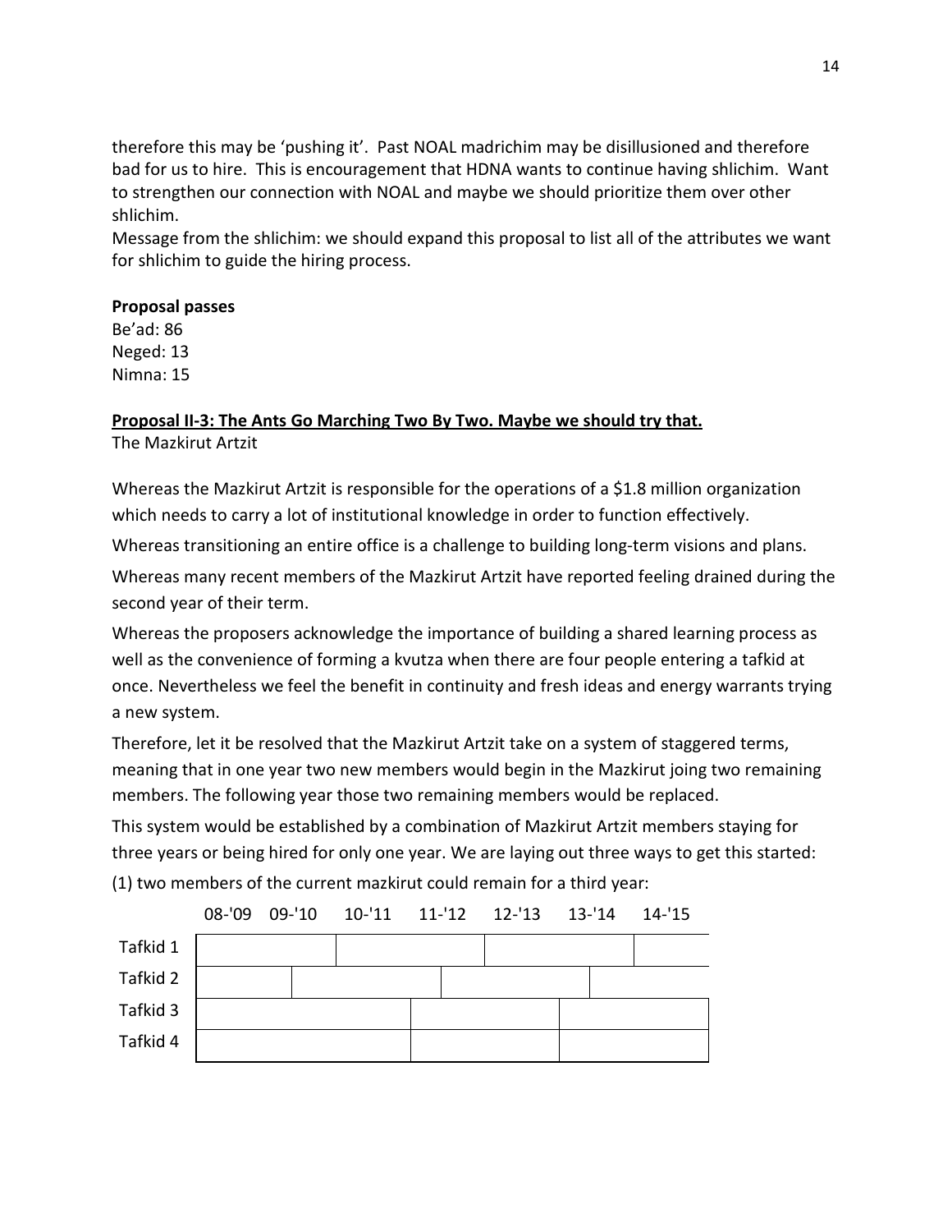therefore this may be 'pushing it'. Past NOAL madrichim may be disillusioned and therefore bad for us to hire. This is encouragement that HDNA wants to continue having shlichim. Want to strengthen our connection with NOAL and maybe we should prioritize them over other shlichim.

Message from the shlichim: we should expand this proposal to list all of the attributes we want for shlichim to guide the hiring process.

**Proposal passes**

Be'ad: 86
Neged: 13
Nimna: 15

**Proposal II-3: The Ants Go Marching Two By Two. Maybe we should try that.**

The Mazkirut Artzit

Whereas the Mazkirut Artzit is responsible for the operations of a $1.8 million organization which needs to carry a lot of institutional knowledge in order to function effectively.

Whereas transitioning an entire office is a challenge to building long-term visions and plans.

Whereas many recent members of the Mazkirut Artzit have reported feeling drained during the second year of their term.

Whereas the proposers acknowledge the importance of building a shared learning process as well as the convenience of forming a kvutza when there are four people entering a tafkid at once. Nevertheless we feel the benefit in continuity and fresh ideas and energy warrants trying a new system.

Therefore, let it be resolved that the Mazkirut Artzit take on a system of staggered terms, meaning that in one year two new members would begin in the Mazkirut joing two remaining members. The following year those two remaining members would be replaced.

This system would be established by a combination of Mazkirut Artzit members staying for three years or being hired for only one year. We are laying out three ways to get this started:

(1) two members of the current mazkirut could remain for a third year:

| | 08-'09 | 09-'10 | 10-'11 | 11-'12 | 12-'13 | 13-'14 | 14-'15 |
|---|---|---|---|---|---|---|---|
| Tafkid 1 | | | | | | | |
| Tafkid 2 | | | | | | | |
| Tafkid 3 | | | | | | | |
| Tafkid 4 | | | | | | | |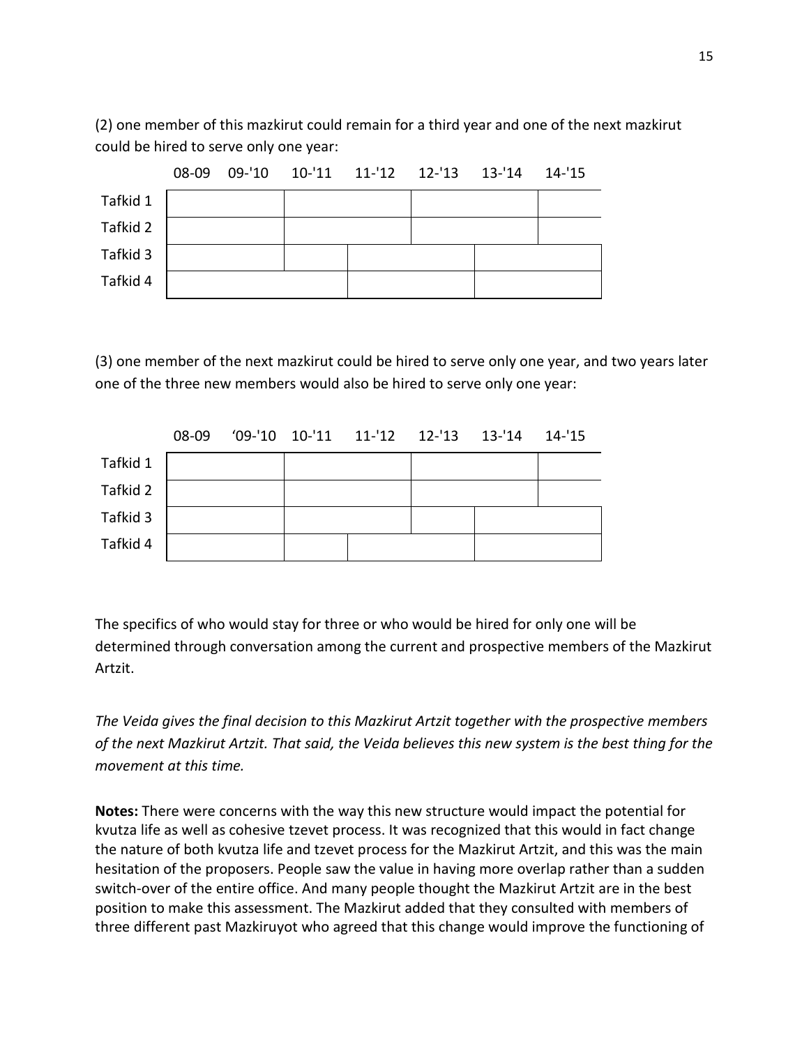(2) one member of this mazkirut could remain for a third year and one of the next mazkirut could be hired to serve only one year:

| | 08-09 | 09-'10 | 10-'11 | 11-'12 | 12-'13 | 13-'14 | 14-'15 |
|---|---|---|---|---|---|---|---|
| Tafkid 1 | | | | | | | |
| Tafkid 2 | | | | | | | |
| Tafkid 3 | | | | | | | |
| Tafkid 4 | | | | | | | |

(3) one member of the next mazkirut could be hired to serve only one year, and two years later one of the three new members would also be hired to serve only one year:

| | 08-09 | ‘09-'10 | 10-'11 | 11-'12 | 12-'13 | 13-'14 | 14-'15 |
|---|---|---|---|---|---|---|---|
| Tafkid 1 | | | | | | | |
| Tafkid 2 | | | | | | | |
| Tafkid 3 | | | | | | | |
| Tafkid 4 | | | | | | | |

The specifics of who would stay for three or who would be hired for only one will be determined through conversation among the current and prospective members of the Mazkirut Artzit.

*The Veida gives the final decision to this Mazkirut Artzit together with the prospective members of the next Mazkirut Artzit. That said, the Veida believes this new system is the best thing for the movement at this time.*

**Notes:** There were concerns with the way this new structure would impact the potential for kvutza life as well as cohesive tzevet process. It was recognized that this would in fact change the nature of both kvutza life and tzevet process for the Mazkirut Artzit, and this was the main hesitation of the proposers. People saw the value in having more overlap rather than a sudden switch-over of the entire office. And many people thought the Mazkirut Artzit are in the best position to make this assessment. The Mazkirut added that they consulted with members of three different past Mazkiruyot who agreed that this change would improve the functioning of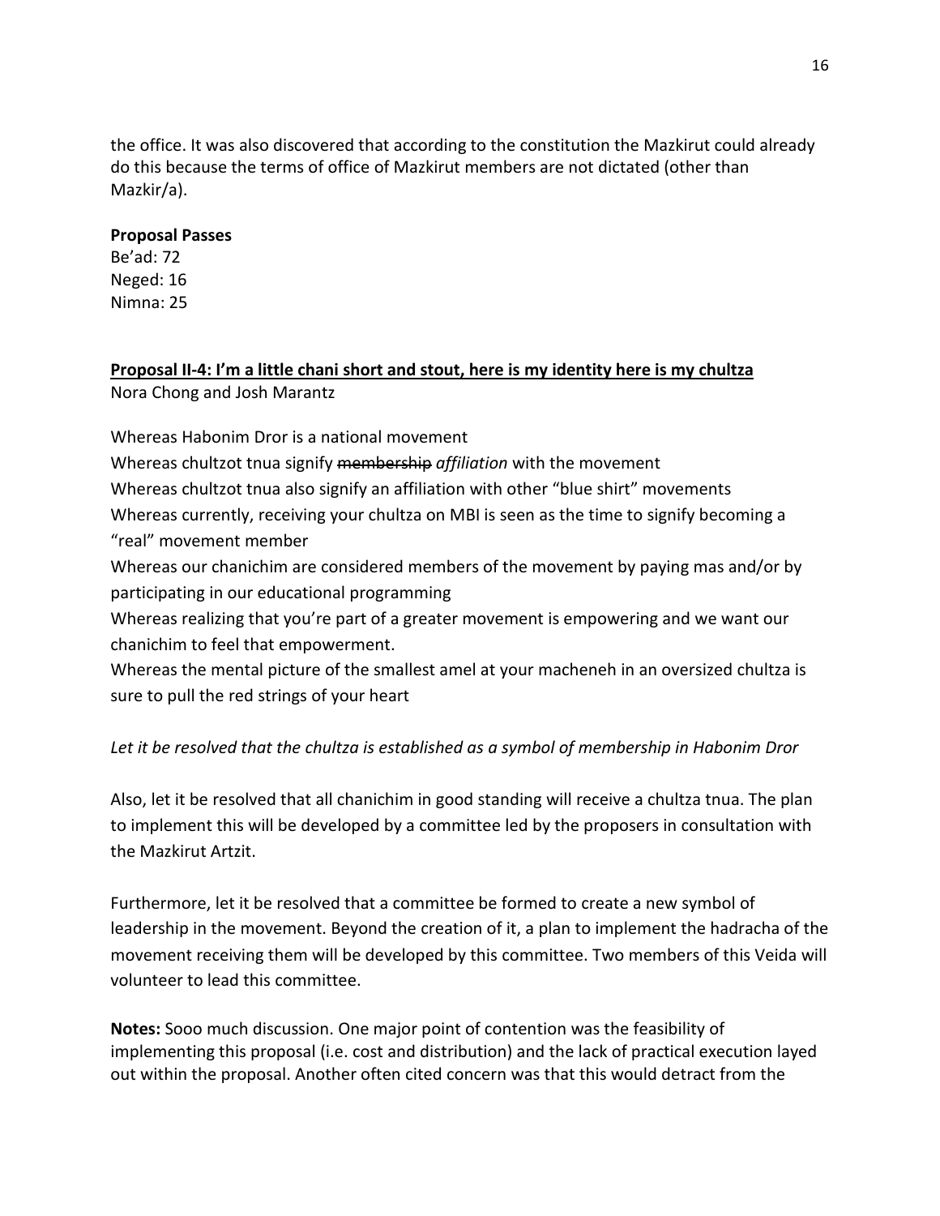the office. It was also discovered that according to the constitution the Mazkirut could already do this because the terms of office of Mazkirut members are not dictated (other than Mazkir/a).

**Proposal Passes**
Be'ad: 72
Neged: 16
Nimna: 25

**<u>Proposal II-4: I'm a little chani short and stout, here is my identity here is my chultza</u>**
Nora Chong and Josh Marantz

Whereas Habonim Dror is a national movement
Whereas chultzot tnua signify ~~membership~~ *affiliation* with the movement
Whereas chultzot tnua also signify an affiliation with other "blue shirt" movements
Whereas currently, receiving your chultza on MBI is seen as the time to signify becoming a "real" movement member
Whereas our chanichim are considered members of the movement by paying mas and/or by participating in our educational programming
Whereas realizing that you're part of a greater movement is empowering and we want our chanichim to feel that empowerment.
Whereas the mental picture of the smallest amel at your macheneh in an oversized chultza is sure to pull the red strings of your heart

*Let it be resolved that the chultza is established as a symbol of membership in Habonim Dror*

Also, let it be resolved that all chanichim in good standing will receive a chultza tnua. The plan to implement this will be developed by a committee led by the proposers in consultation with the Mazkirut Artzit.

Furthermore, let it be resolved that a committee be formed to create a new symbol of leadership in the movement. Beyond the creation of it, a plan to implement the hadracha of the movement receiving them will be developed by this committee. Two members of this Veida will volunteer to lead this committee.

**Notes:** Sooo much discussion. One major point of contention was the feasibility of implementing this proposal (i.e. cost and distribution) and the lack of practical execution layed out within the proposal. Another often cited concern was that this would detract from the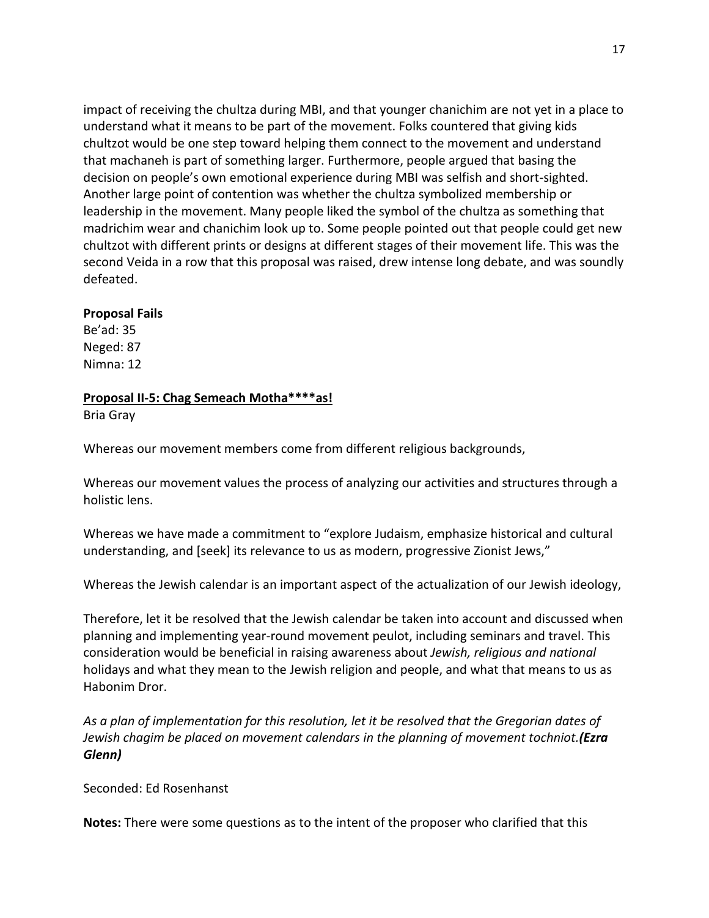impact of receiving the chultza during MBI, and that younger chanichim are not yet in a place to understand what it means to be part of the movement. Folks countered that giving kids chultzot would be one step toward helping them connect to the movement and understand that machaneh is part of something larger. Furthermore, people argued that basing the decision on people's own emotional experience during MBI was selfish and short-sighted. Another large point of contention was whether the chultza symbolized membership or leadership in the movement. Many people liked the symbol of the chultza as something that madrichim wear and chanichim look up to. Some people pointed out that people could get new chultzot with different prints or designs at different stages of their movement life. This was the second Veida in a row that this proposal was raised, drew intense long debate, and was soundly defeated.

**Proposal Fails**
Be'ad: 35
Neged: 87
Nimna: 12

**<u>Proposal II-5: Chag Semeach Motha****as!</u>**
Bria Gray

Whereas our movement members come from different religious backgrounds,

Whereas our movement values the process of analyzing our activities and structures through a holistic lens.

Whereas we have made a commitment to "explore Judaism, emphasize historical and cultural understanding, and [seek] its relevance to us as modern, progressive Zionist Jews,"

Whereas the Jewish calendar is an important aspect of the actualization of our Jewish ideology,

Therefore, let it be resolved that the Jewish calendar be taken into account and discussed when planning and implementing year-round movement peulot, including seminars and travel. This consideration would be beneficial in raising awareness about *Jewish, religious and national* holidays and what they mean to the Jewish religion and people, and what that means to us as Habonim Dror.

*As a plan of implementation for this resolution, let it be resolved that the Gregorian dates of Jewish chagim be placed on movement calendars in the planning of movement tochniot.* ***(Ezra Glenn)***

Seconded: Ed Rosenhanst

**Notes:** There were some questions as to the intent of the proposer who clarified that this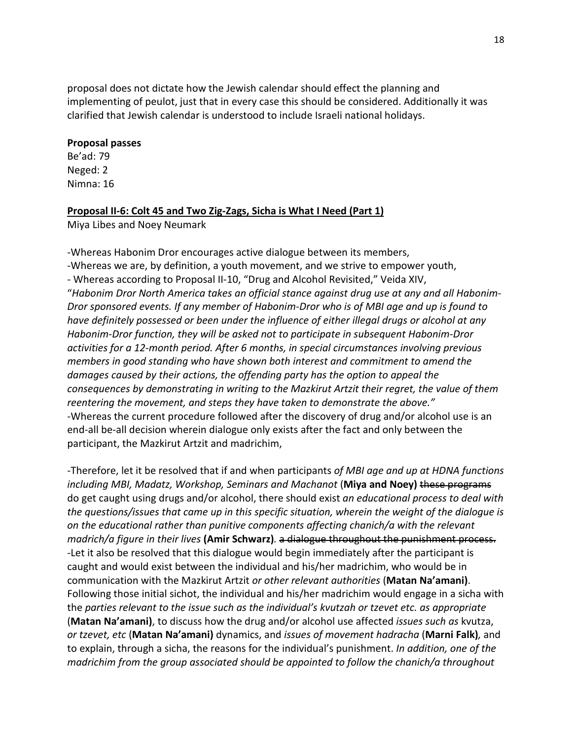proposal does not dictate how the Jewish calendar should effect the planning and implementing of peulot, just that in every case this should be considered. Additionally it was clarified that Jewish calendar is understood to include Israeli national holidays.

**Proposal passes**
Be'ad: 79
Neged: 2
Nimna: 16

**Proposal II-6: Colt 45 and Two Zig-Zags, Sicha is What I Need (Part 1)**
Miya Libes and Noey Neumark

-Whereas Habonim Dror encourages active dialogue between its members,
-Whereas we are, by definition, a youth movement, and we strive to empower youth,
- Whereas according to Proposal II-10, "Drug and Alcohol Revisited," Veida XIV, "*Habonim Dror North America takes an official stance against drug use at any and all Habonim-Dror sponsored events. If any member of Habonim-Dror who is of MBI age and up is found to have definitely possessed or been under the influence of either illegal drugs or alcohol at any Habonim-Dror function, they will be asked not to participate in subsequent Habonim-Dror activities for a 12-month period. After 6 months, in special circumstances involving previous members in good standing who have shown both interest and commitment to amend the damages caused by their actions, the offending party has the option to appeal the consequences by demonstrating in writing to the Mazkirut Artzit their regret, the value of them reentering the movement, and steps they have taken to demonstrate the above.*"
-Whereas the current procedure followed after the discovery of drug and/or alcohol use is an end-all be-all decision wherein dialogue only exists after the fact and only between the participant, the Mazkirut Artzit and madrichim,

-Therefore, let it be resolved that if and when participants *of MBI age and up at HDNA functions including MBI, Madatz, Workshop, Seminars and Machanot* (**Miya and Noey**) ~~these programs~~ do get caught using drugs and/or alcohol, there should exist *an educational process to deal with the questions/issues that came up in this specific situation, wherein the weight of the dialogue is on the educational rather than punitive components affecting chanich/a with the relevant madrich/a figure in their lives* (**Amir Schwarz**)*.* ~~a dialogue throughout the punishment process.~~
-Let it also be resolved that this dialogue would begin immediately after the participant is caught and would exist between the individual and his/her madrichim, who would be in communication with the Mazkirut Artzit *or other relevant authorities* (**Matan Na'amani**). Following those initial sichot, the individual and his/her madrichim would engage in a sicha with the *parties relevant to the issue such as the individual's kvutzah or tzevet etc. as appropriate* (**Matan Na'amani)**, to discuss how the drug and/or alcohol use affected *issues such as* kvutza, *or tzevet, etc* (**Matan Na'amani)** dynamics, and *issues of movement hadracha* (**Marni Falk)***,* and to explain, through a sicha, the reasons for the individual's punishment. *In addition, one of the madrichim from the group associated should be appointed to follow the chanich/a throughout*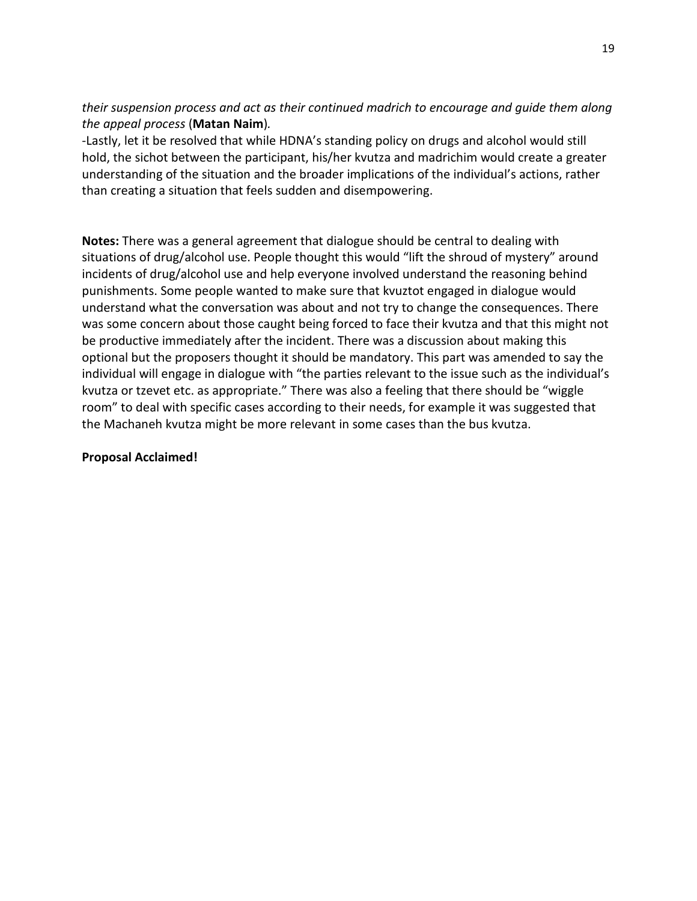*their suspension process and act as their continued madrich to encourage and guide them along the appeal process* (**Matan Naim**).

-Lastly, let it be resolved that while HDNA's standing policy on drugs and alcohol would still hold, the sichot between the participant, his/her kvutza and madrichim would create a greater understanding of the situation and the broader implications of the individual's actions, rather than creating a situation that feels sudden and disempowering.

**Notes:** There was a general agreement that dialogue should be central to dealing with situations of drug/alcohol use. People thought this would "lift the shroud of mystery" around incidents of drug/alcohol use and help everyone involved understand the reasoning behind punishments. Some people wanted to make sure that kvuztot engaged in dialogue would understand what the conversation was about and not try to change the consequences. There was some concern about those caught being forced to face their kvutza and that this might not be productive immediately after the incident. There was a discussion about making this optional but the proposers thought it should be mandatory. This part was amended to say the individual will engage in dialogue with "the parties relevant to the issue such as the individual's kvutza or tzevet etc. as appropriate." There was also a feeling that there should be "wiggle room" to deal with specific cases according to their needs, for example it was suggested that the Machaneh kvutza might be more relevant in some cases than the bus kvutza.

**Proposal Acclaimed!**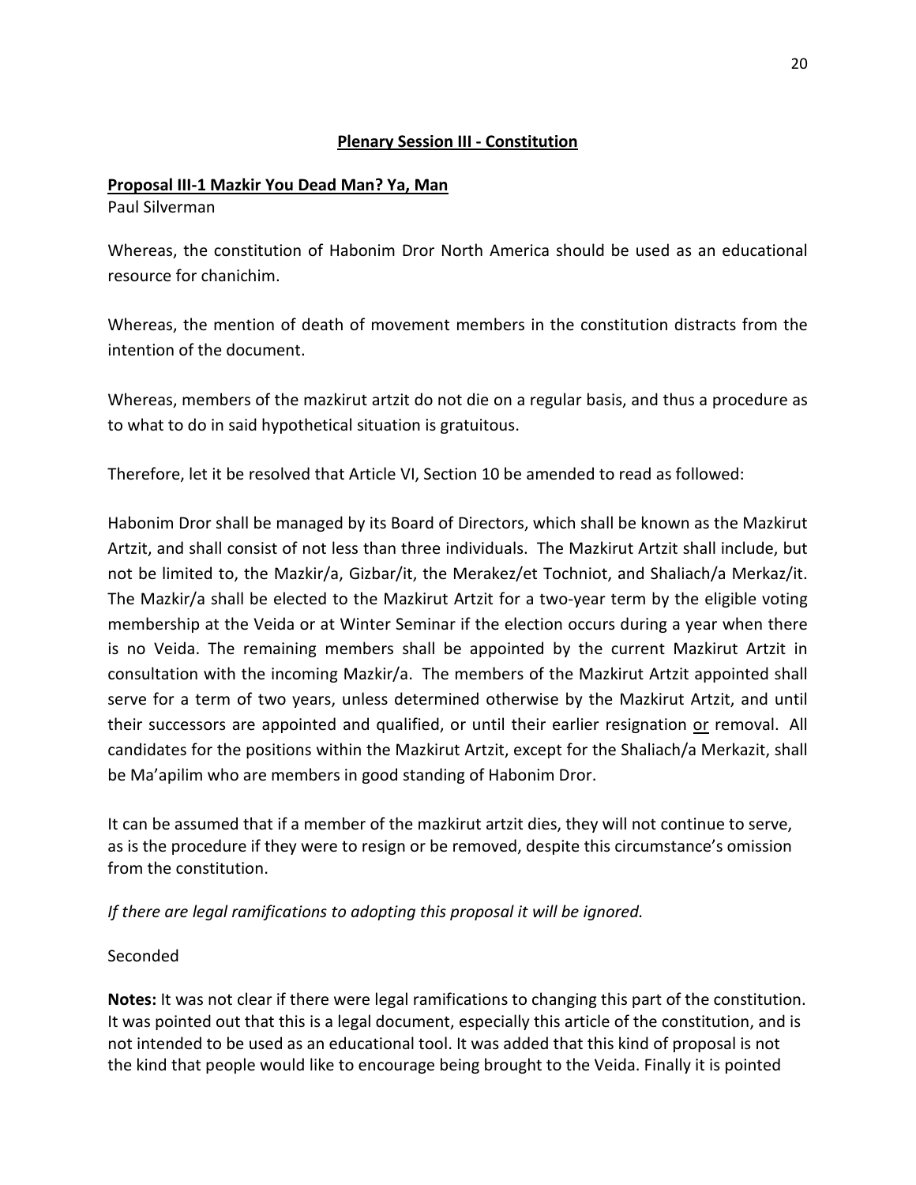## <u>Plenary Session III - Constitution</u>

**<u>Proposal III-1 Mazkir You Dead Man? Ya, Man</u>**
Paul Silverman

Whereas, the constitution of Habonim Dror North America should be used as an educational resource for chanichim.

Whereas, the mention of death of movement members in the constitution distracts from the intention of the document.

Whereas, members of the mazkirut artzit do not die on a regular basis, and thus a procedure as to what to do in said hypothetical situation is gratuitous.

Therefore, let it be resolved that Article VI, Section 10 be amended to read as followed:

Habonim Dror shall be managed by its Board of Directors, which shall be known as the Mazkirut Artzit, and shall consist of not less than three individuals. The Mazkirut Artzit shall include, but not be limited to, the Mazkir/a, Gizbar/it, the Merakez/et Tochniot, and Shaliach/a Merkaz/it. The Mazkir/a shall be elected to the Mazkirut Artzit for a two-year term by the eligible voting membership at the Veida or at Winter Seminar if the election occurs during a year when there is no Veida. The remaining members shall be appointed by the current Mazkirut Artzit in consultation with the incoming Mazkir/a. The members of the Mazkirut Artzit appointed shall serve for a term of two years, unless determined otherwise by the Mazkirut Artzit, and until their successors are appointed and qualified, or until their earlier resignation <u>or</u> removal. All candidates for the positions within the Mazkirut Artzit, except for the Shaliach/a Merkazit, shall be Ma'apilim who are members in good standing of Habonim Dror.

It can be assumed that if a member of the mazkirut artzit dies, they will not continue to serve, as is the procedure if they were to resign or be removed, despite this circumstance's omission from the constitution.

*If there are legal ramifications to adopting this proposal it will be ignored.*

Seconded

**Notes:** It was not clear if there were legal ramifications to changing this part of the constitution. It was pointed out that this is a legal document, especially this article of the constitution, and is not intended to be used as an educational tool. It was added that this kind of proposal is not the kind that people would like to encourage being brought to the Veida. Finally it is pointed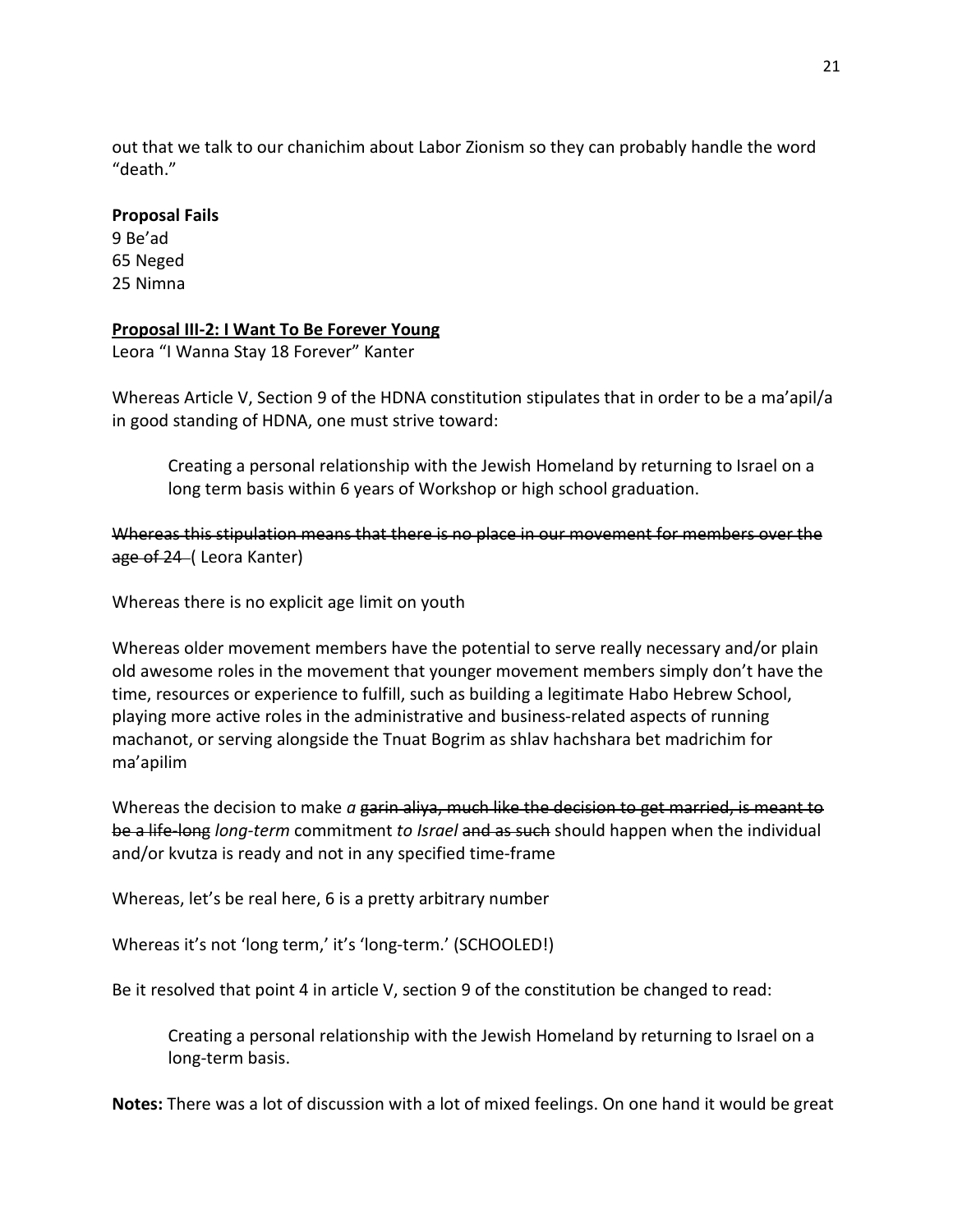out that we talk to our chanichim about Labor Zionism so they can probably handle the word "death."

**Proposal Fails**
9 Be'ad
65 Neged
25 Nimna

**Proposal III-2: I Want To Be Forever Young**
Leora "I Wanna Stay 18 Forever" Kanter

Whereas Article V, Section 9 of the HDNA constitution stipulates that in order to be a ma'apil/a in good standing of HDNA, one must strive toward:

> Creating a personal relationship with the Jewish Homeland by returning to Israel on a long term basis within 6 years of Workshop or high school graduation.

~~Whereas this stipulation means that there is no place in our movement for members over the age of 24~~ ( Leora Kanter)

Whereas there is no explicit age limit on youth

Whereas older movement members have the potential to serve really necessary and/or plain old awesome roles in the movement that younger movement members simply don't have the time, resources or experience to fulfill, such as building a legitimate Habo Hebrew School, playing more active roles in the administrative and business-related aspects of running machanot, or serving alongside the Tnuat Bogrim as shlav hachshara bet madrichim for ma'apilim

Whereas the decision to make *a* ~~garin aliya, much like the decision to get married, is meant to be a life-long~~ *long-term* commitment *to Israel* ~~and as such~~ should happen when the individual and/or kvutza is ready and not in any specified time-frame

Whereas, let's be real here, 6 is a pretty arbitrary number

Whereas it's not 'long term,' it's 'long-term.' (SCHOOLED!)

Be it resolved that point 4 in article V, section 9 of the constitution be changed to read:

> Creating a personal relationship with the Jewish Homeland by returning to Israel on a long-term basis.

**Notes:** There was a lot of discussion with a lot of mixed feelings. On one hand it would be great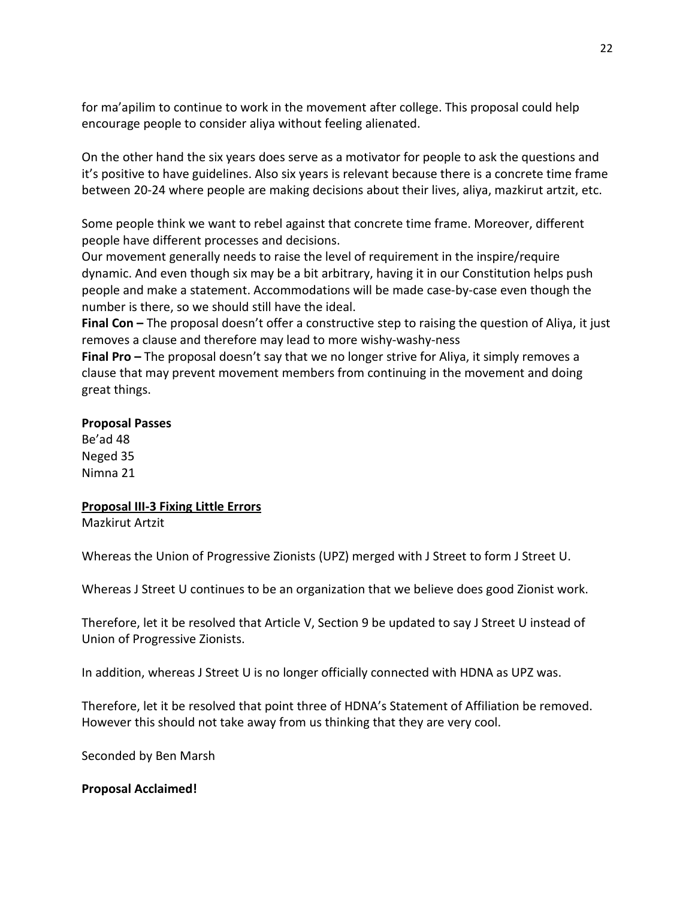for ma'apilim to continue to work in the movement after college. This proposal could help encourage people to consider aliya without feeling alienated.

On the other hand the six years does serve as a motivator for people to ask the questions and it's positive to have guidelines. Also six years is relevant because there is a concrete time frame between 20-24 where people are making decisions about their lives, aliya, mazkirut artzit, etc.

Some people think we want to rebel against that concrete time frame. Moreover, different people have different processes and decisions.
Our movement generally needs to raise the level of requirement in the inspire/require dynamic. And even though six may be a bit arbitrary, having it in our Constitution helps push people and make a statement. Accommodations will be made case-by-case even though the number is there, so we should still have the ideal.
**Final Con –** The proposal doesn't offer a constructive step to raising the question of Aliya, it just removes a clause and therefore may lead to more wishy-washy-ness
**Final Pro –** The proposal doesn't say that we no longer strive for Aliya, it simply removes a clause that may prevent movement members from continuing in the movement and doing great things.

**Proposal Passes**
Be'ad 48
Neged 35
Nimna 21

**Proposal III-3 Fixing Little Errors**
Mazkirut Artzit

Whereas the Union of Progressive Zionists (UPZ) merged with J Street to form J Street U.

Whereas J Street U continues to be an organization that we believe does good Zionist work.

Therefore, let it be resolved that Article V, Section 9 be updated to say J Street U instead of Union of Progressive Zionists.

In addition, whereas J Street U is no longer officially connected with HDNA as UPZ was.

Therefore, let it be resolved that point three of HDNA's Statement of Affiliation be removed. However this should not take away from us thinking that they are very cool.

Seconded by Ben Marsh

**Proposal Acclaimed!**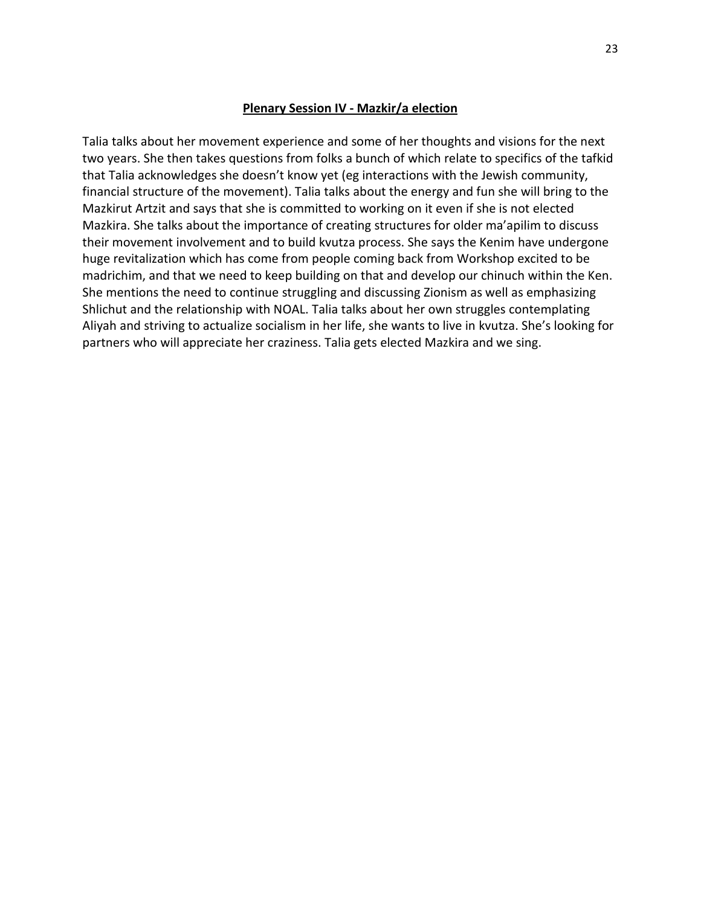## Plenary Session IV - Mazkir/a election

Talia talks about her movement experience and some of her thoughts and visions for the next two years. She then takes questions from folks a bunch of which relate to specifics of the tafkid that Talia acknowledges she doesn't know yet (eg interactions with the Jewish community, financial structure of the movement). Talia talks about the energy and fun she will bring to the Mazkirut Artzit and says that she is committed to working on it even if she is not elected Mazkira. She talks about the importance of creating structures for older ma'apilim to discuss their movement involvement and to build kvutza process. She says the Kenim have undergone huge revitalization which has come from people coming back from Workshop excited to be madrichim, and that we need to keep building on that and develop our chinuch within the Ken. She mentions the need to continue struggling and discussing Zionism as well as emphasizing Shlichut and the relationship with NOAL. Talia talks about her own struggles contemplating Aliyah and striving to actualize socialism in her life, she wants to live in kvutza. She's looking for partners who will appreciate her craziness. Talia gets elected Mazkira and we sing.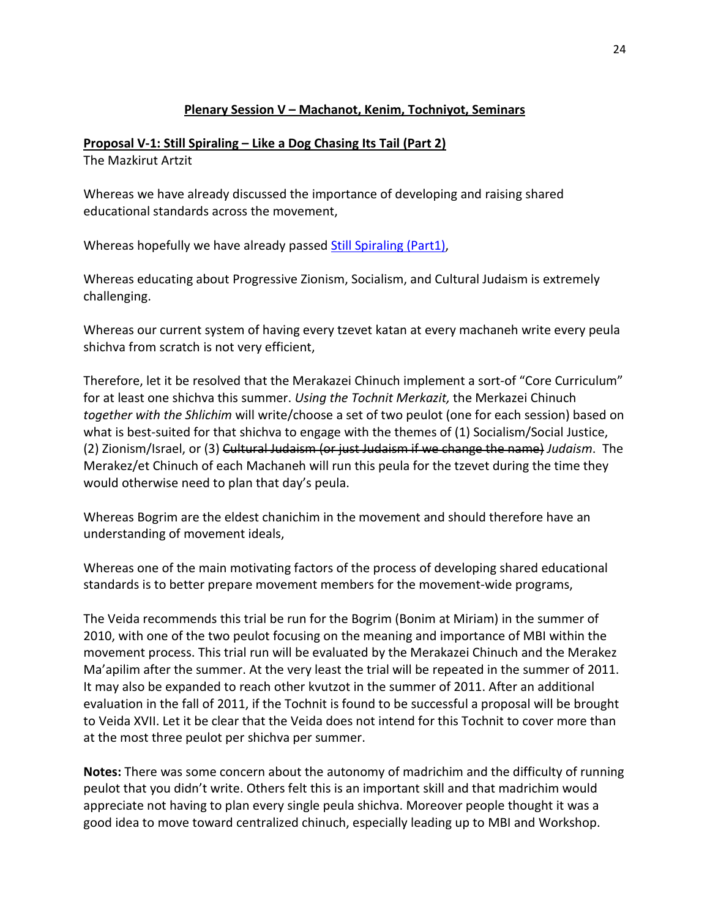## Plenary Session V – Machanot, Kenim, Tochniyot, Seminars

**Proposal V-1: Still Spiraling – Like a Dog Chasing Its Tail (Part 2)**
The Mazkirut Artzit

Whereas we have already discussed the importance of developing and raising shared educational standards across the movement,

Whereas hopefully we have already passed [Still Spiraling (Part1)](),

Whereas educating about Progressive Zionism, Socialism, and Cultural Judaism is extremely challenging.

Whereas our current system of having every tzevet katan at every machaneh write every peula shichva from scratch is not very efficient,

Therefore, let it be resolved that the Merakazei Chinuch implement a sort-of "Core Curriculum" for at least one shichva this summer. *Using the Tochnit Merkazit,* the Merkazei Chinuch *together with the Shlichim* will write/choose a set of two peulot (one for each session) based on what is best-suited for that shichva to engage with the themes of (1) Socialism/Social Justice, (2) Zionism/Israel, or (3) ~~Cultural Judaism (or just Judaism if we change the name)~~ *Judaism*. The Merakez/et Chinuch of each Machaneh will run this peula for the tzevet during the time they would otherwise need to plan that day's peula.

Whereas Bogrim are the eldest chanichim in the movement and should therefore have an understanding of movement ideals,

Whereas one of the main motivating factors of the process of developing shared educational standards is to better prepare movement members for the movement-wide programs,

The Veida recommends this trial be run for the Bogrim (Bonim at Miriam) in the summer of 2010, with one of the two peulot focusing on the meaning and importance of MBI within the movement process. This trial run will be evaluated by the Merakazei Chinuch and the Merakez Ma'apilim after the summer. At the very least the trial will be repeated in the summer of 2011. It may also be expanded to reach other kvutzot in the summer of 2011. After an additional evaluation in the fall of 2011, if the Tochnit is found to be successful a proposal will be brought to Veida XVII. Let it be clear that the Veida does not intend for this Tochnit to cover more than at the most three peulot per shichva per summer.

**Notes:** There was some concern about the autonomy of madrichim and the difficulty of running peulot that you didn't write. Others felt this is an important skill and that madrichim would appreciate not having to plan every single peula shichva. Moreover people thought it was a good idea to move toward centralized chinuch, especially leading up to MBI and Workshop.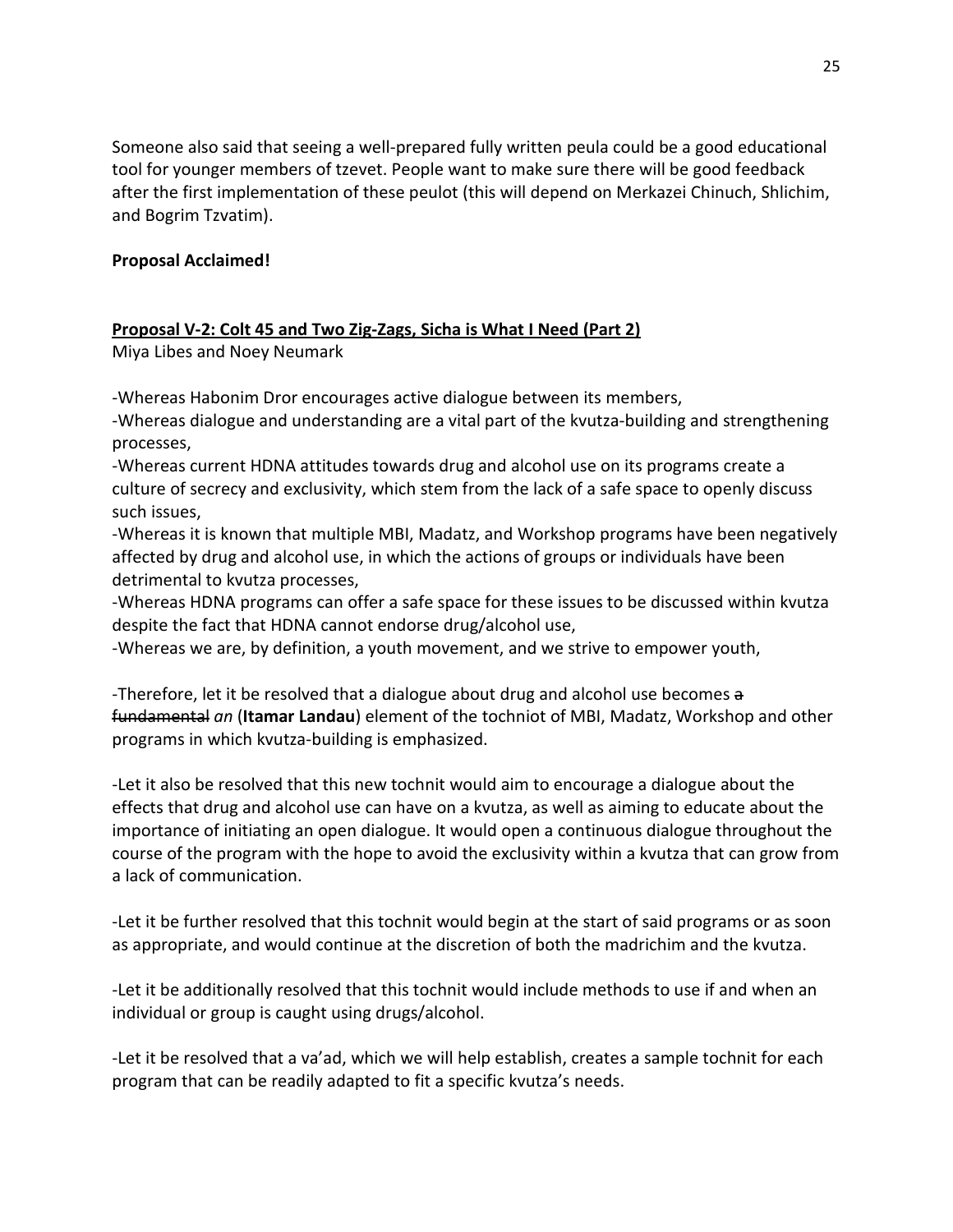Someone also said that seeing a well-prepared fully written peula could be a good educational tool for younger members of tzevet. People want to make sure there will be good feedback after the first implementation of these peulot (this will depend on Merkazei Chinuch, Shlichim, and Bogrim Tzvatim).

**Proposal Acclaimed!**

**Proposal V-2: Colt 45 and Two Zig-Zags, Sicha is What I Need (Part 2)**

Miya Libes and Noey Neumark

-Whereas Habonim Dror encourages active dialogue between its members,

-Whereas dialogue and understanding are a vital part of the kvutza-building and strengthening processes,

-Whereas current HDNA attitudes towards drug and alcohol use on its programs create a culture of secrecy and exclusivity, which stem from the lack of a safe space to openly discuss such issues,

-Whereas it is known that multiple MBI, Madatz, and Workshop programs have been negatively affected by drug and alcohol use, in which the actions of groups or individuals have been detrimental to kvutza processes,

-Whereas HDNA programs can offer a safe space for these issues to be discussed within kvutza despite the fact that HDNA cannot endorse drug/alcohol use,

-Whereas we are, by definition, a youth movement, and we strive to empower youth,

-Therefore, let it be resolved that a dialogue about drug and alcohol use becomes ~~a fundamental~~ *an* (**Itamar Landau**) element of the tochniot of MBI, Madatz, Workshop and other programs in which kvutza-building is emphasized.

-Let it also be resolved that this new tochnit would aim to encourage a dialogue about the effects that drug and alcohol use can have on a kvutza, as well as aiming to educate about the importance of initiating an open dialogue. It would open a continuous dialogue throughout the course of the program with the hope to avoid the exclusivity within a kvutza that can grow from a lack of communication.

-Let it be further resolved that this tochnit would begin at the start of said programs or as soon as appropriate, and would continue at the discretion of both the madrichim and the kvutza.

-Let it be additionally resolved that this tochnit would include methods to use if and when an individual or group is caught using drugs/alcohol.

-Let it be resolved that a va'ad, which we will help establish, creates a sample tochnit for each program that can be readily adapted to fit a specific kvutza's needs.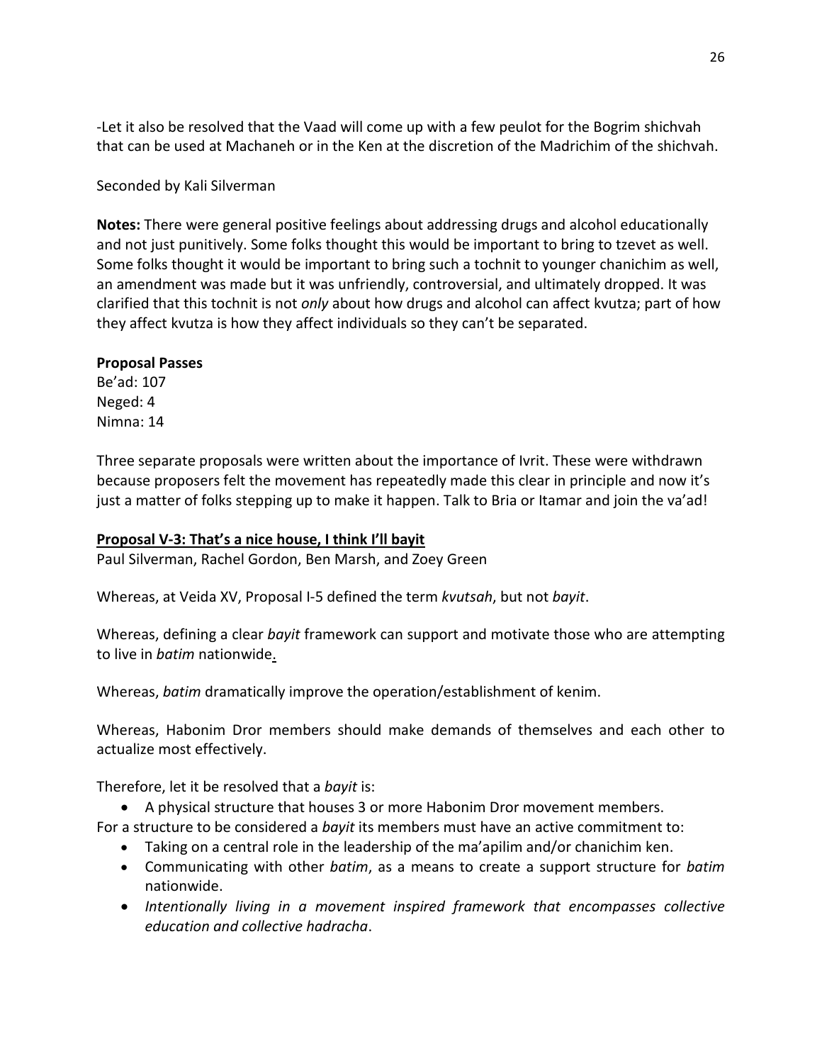-Let it also be resolved that the Vaad will come up with a few peulot for the Bogrim shichvah that can be used at Machaneh or in the Ken at the discretion of the Madrichim of the shichvah.

Seconded by Kali Silverman

**Notes:** There were general positive feelings about addressing drugs and alcohol educationally and not just punitively. Some folks thought this would be important to bring to tzevet as well. Some folks thought it would be important to bring such a tochnit to younger chanichim as well, an amendment was made but it was unfriendly, controversial, and ultimately dropped. It was clarified that this tochnit is not *only* about how drugs and alcohol can affect kvutza; part of how they affect kvutza is how they affect individuals so they can't be separated.

**Proposal Passes**
Be'ad: 107
Neged: 4
Nimna: 14

Three separate proposals were written about the importance of Ivrit. These were withdrawn because proposers felt the movement has repeatedly made this clear in principle and now it's just a matter of folks stepping up to make it happen. Talk to Bria or Itamar and join the va'ad!

**Proposal V-3: That's a nice house, I think I'll bayit**

Paul Silverman, Rachel Gordon, Ben Marsh, and Zoey Green

Whereas, at Veida XV, Proposal I-5 defined the term *kvutsah*, but not *bayit*.

Whereas, defining a clear *bayit* framework can support and motivate those who are attempting to live in *batim* nationwide.

Whereas, *batim* dramatically improve the operation/establishment of kenim.

Whereas, Habonim Dror members should make demands of themselves and each other to actualize most effectively.

Therefore, let it be resolved that a *bayit* is:

- A physical structure that houses 3 or more Habonim Dror movement members.

For a structure to be considered a *bayit* its members must have an active commitment to:

- Taking on a central role in the leadership of the ma'apilim and/or chanichim ken.
- Communicating with other *batim*, as a means to create a support structure for *batim* nationwide.
- *Intentionally living in a movement inspired framework that encompasses collective education and collective hadracha*.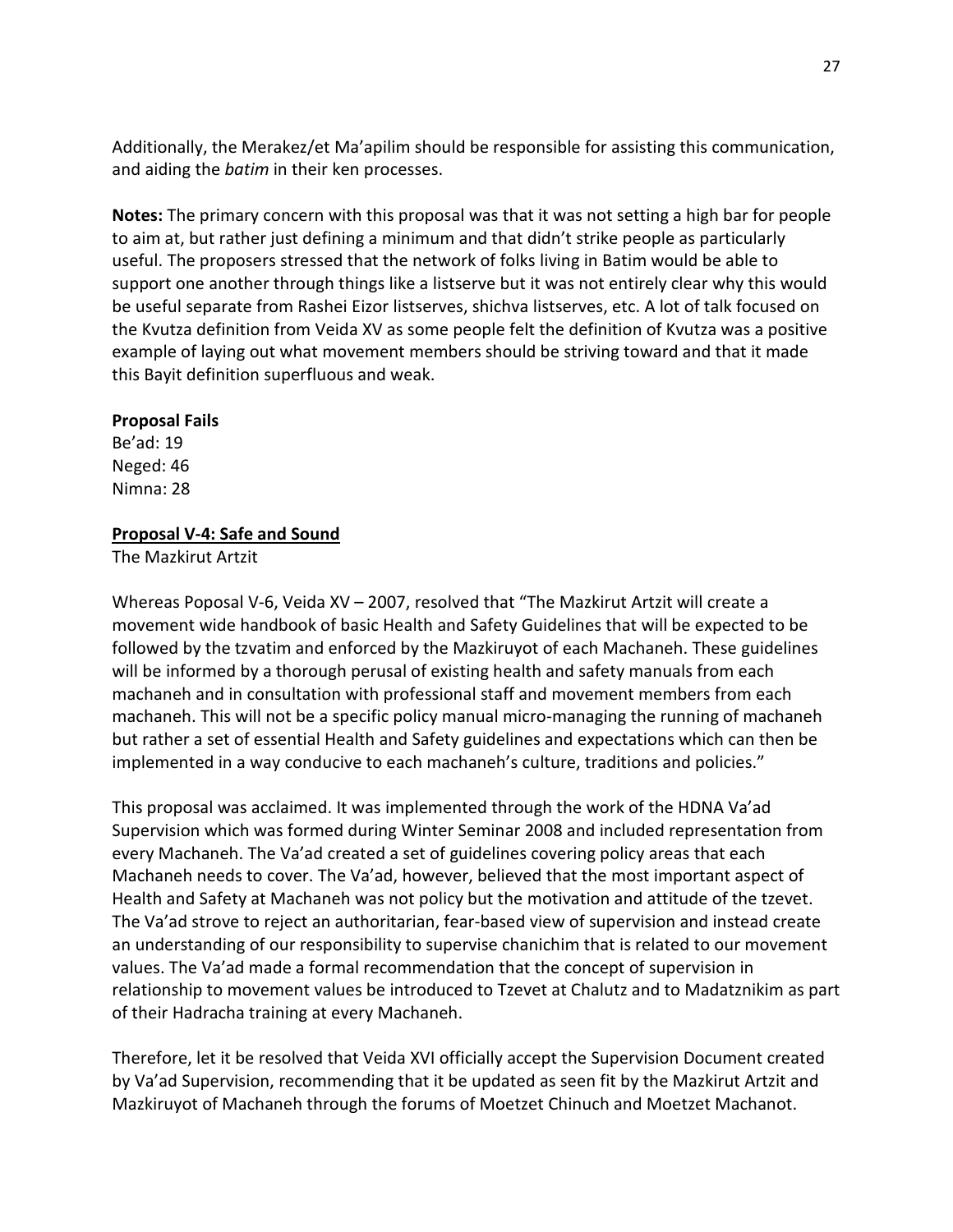Additionally, the Merakez/et Ma'apilim should be responsible for assisting this communication, and aiding the *batim* in their ken processes.

**Notes:** The primary concern with this proposal was that it was not setting a high bar for people to aim at, but rather just defining a minimum and that didn't strike people as particularly useful. The proposers stressed that the network of folks living in Batim would be able to support one another through things like a listserve but it was not entirely clear why this would be useful separate from Rashei Eizor listserves, shichva listserves, etc. A lot of talk focused on the Kvutza definition from Veida XV as some people felt the definition of Kvutza was a positive example of laying out what movement members should be striving toward and that it made this Bayit definition superfluous and weak.

**Proposal Fails**
Be'ad: 19
Neged: 46
Nimna: 28

**Proposal V-4: Safe and Sound**

The Mazkirut Artzit

Whereas Poposal V-6, Veida XV – 2007, resolved that "The Mazkirut Artzit will create a movement wide handbook of basic Health and Safety Guidelines that will be expected to be followed by the tzvatim and enforced by the Mazkiruyot of each Machaneh. These guidelines will be informed by a thorough perusal of existing health and safety manuals from each machaneh and in consultation with professional staff and movement members from each machaneh. This will not be a specific policy manual micro-managing the running of machaneh but rather a set of essential Health and Safety guidelines and expectations which can then be implemented in a way conducive to each machaneh's culture, traditions and policies."

This proposal was acclaimed. It was implemented through the work of the HDNA Va'ad Supervision which was formed during Winter Seminar 2008 and included representation from every Machaneh. The Va'ad created a set of guidelines covering policy areas that each Machaneh needs to cover. The Va'ad, however, believed that the most important aspect of Health and Safety at Machaneh was not policy but the motivation and attitude of the tzevet. The Va'ad strove to reject an authoritarian, fear-based view of supervision and instead create an understanding of our responsibility to supervise chanichim that is related to our movement values. The Va'ad made a formal recommendation that the concept of supervision in relationship to movement values be introduced to Tzevet at Chalutz and to Madatznikim as part of their Hadracha training at every Machaneh.

Therefore, let it be resolved that Veida XVI officially accept the Supervision Document created by Va'ad Supervision, recommending that it be updated as seen fit by the Mazkirut Artzit and Mazkiruyot of Machaneh through the forums of Moetzet Chinuch and Moetzet Machanot.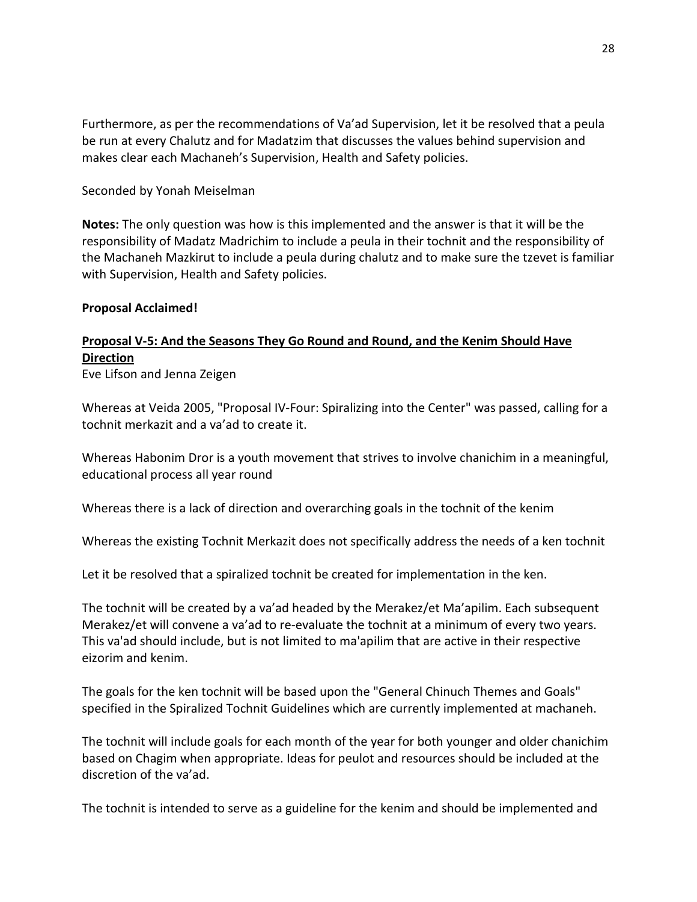Furthermore, as per the recommendations of Va'ad Supervision, let it be resolved that a peula be run at every Chalutz and for Madatzim that discusses the values behind supervision and makes clear each Machaneh's Supervision, Health and Safety policies.

Seconded by Yonah Meiselman

**Notes:** The only question was how is this implemented and the answer is that it will be the responsibility of Madatz Madrichim to include a peula in their tochnit and the responsibility of the Machaneh Mazkirut to include a peula during chalutz and to make sure the tzevet is familiar with Supervision, Health and Safety policies.

**Proposal Acclaimed!**

**<u>Proposal V-5: And the Seasons They Go Round and Round, and the Kenim Should Have Direction</u>**

Eve Lifson and Jenna Zeigen

Whereas at Veida 2005, "Proposal IV-Four: Spiralizing into the Center" was passed, calling for a tochnit merkazit and a va'ad to create it.

Whereas Habonim Dror is a youth movement that strives to involve chanichim in a meaningful, educational process all year round

Whereas there is a lack of direction and overarching goals in the tochnit of the kenim

Whereas the existing Tochnit Merkazit does not specifically address the needs of a ken tochnit

Let it be resolved that a spiralized tochnit be created for implementation in the ken.

The tochnit will be created by a va'ad headed by the Merakez/et Ma'apilim. Each subsequent Merakez/et will convene a va'ad to re-evaluate the tochnit at a minimum of every two years. This va'ad should include, but is not limited to ma'apilim that are active in their respective eizorim and kenim.

The goals for the ken tochnit will be based upon the "General Chinuch Themes and Goals" specified in the Spiralized Tochnit Guidelines which are currently implemented at machaneh.

The tochnit will include goals for each month of the year for both younger and older chanichim based on Chagim when appropriate. Ideas for peulot and resources should be included at the discretion of the va'ad.

The tochnit is intended to serve as a guideline for the kenim and should be implemented and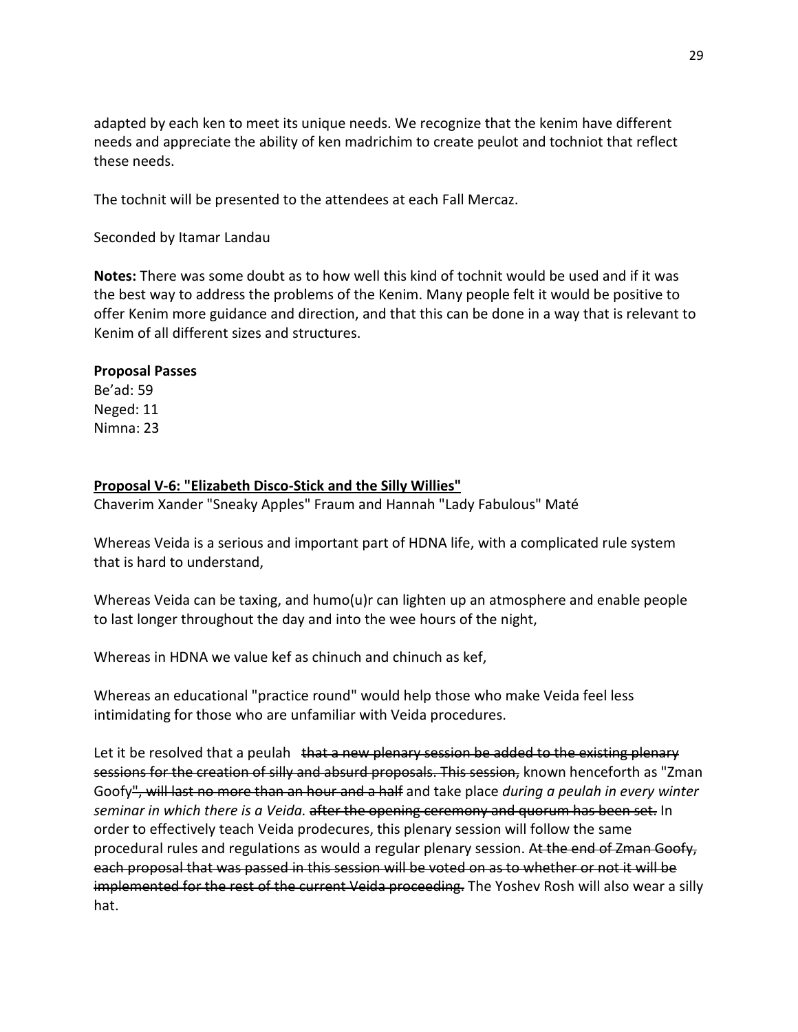adapted by each ken to meet its unique needs. We recognize that the kenim have different needs and appreciate the ability of ken madrichim to create peulot and tochniot that reflect these needs.

The tochnit will be presented to the attendees at each Fall Mercaz.

Seconded by Itamar Landau

**Notes:** There was some doubt as to how well this kind of tochnit would be used and if it was the best way to address the problems of the Kenim. Many people felt it would be positive to offer Kenim more guidance and direction, and that this can be done in a way that is relevant to Kenim of all different sizes and structures.

**Proposal Passes**
Be'ad: 59
Neged: 11
Nimna: 23

**<u>Proposal V-6: "Elizabeth Disco-Stick and the Silly Willies"</u>**

Chaverim Xander "Sneaky Apples" Fraum and Hannah "Lady Fabulous" Maté

Whereas Veida is a serious and important part of HDNA life, with a complicated rule system that is hard to understand,

Whereas Veida can be taxing, and humo(u)r can lighten up an atmosphere and enable people to last longer throughout the day and into the wee hours of the night,

Whereas in HDNA we value kef as chinuch and chinuch as kef,

Whereas an educational "practice round" would help those who make Veida feel less intimidating for those who are unfamiliar with Veida procedures.

Let it be resolved that a peulah ~~that a new plenary session be added to the existing plenary sessions for the creation of silly and absurd proposals. This session,~~ known henceforth as "Zman Goofy~~", will last no more than an hour and a half~~ and take place *during a peulah in every winter seminar in which there is a Veida.* ~~after the opening ceremony and quorum has been set.~~ In order to effectively teach Veida prodecures, this plenary session will follow the same procedural rules and regulations as would a regular plenary session. ~~At the end of Zman Goofy, each proposal that was passed in this session will be voted on as to whether or not it will be implemented for the rest of the current Veida proceeding.~~ The Yoshev Rosh will also wear a silly hat.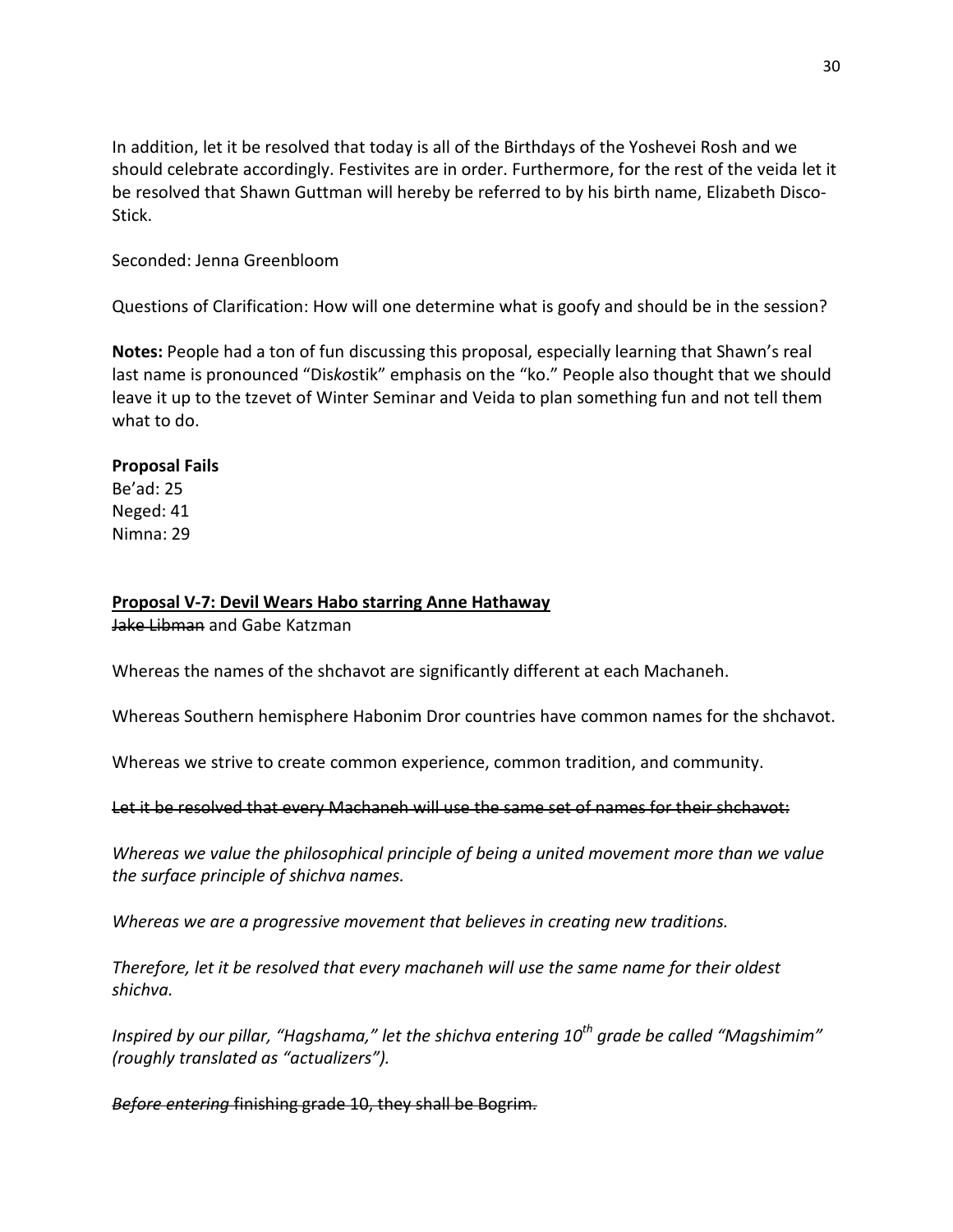In addition, let it be resolved that today is all of the Birthdays of the Yoshevei Rosh and we should celebrate accordingly. Festivites are in order. Furthermore, for the rest of the veida let it be resolved that Shawn Guttman will hereby be referred to by his birth name, Elizabeth Disco-Stick.

Seconded: Jenna Greenbloom

Questions of Clarification: How will one determine what is goofy and should be in the session?

**Notes:** People had a ton of fun discussing this proposal, especially learning that Shawn's real last name is pronounced "Dis*ko*stik" emphasis on the "ko." People also thought that we should leave it up to the tzevet of Winter Seminar and Veida to plan something fun and not tell them what to do.

**Proposal Fails**
Be'ad: 25
Neged: 41
Nimna: 29

**<u>Proposal V-7: Devil Wears Habo starring Anne Hathaway</u>**

~~Jake Libman~~ and Gabe Katzman

Whereas the names of the shchavot are significantly different at each Machaneh.

Whereas Southern hemisphere Habonim Dror countries have common names for the shchavot.

Whereas we strive to create common experience, common tradition, and community.

~~Let it be resolved that every Machaneh will use the same set of names for their shchavot:~~

*Whereas we value the philosophical principle of being a united movement more than we value the surface principle of shichva names.*

*Whereas we are a progressive movement that believes in creating new traditions.*

*Therefore, let it be resolved that every machaneh will use the same name for their oldest shichva.*

*Inspired by our pillar, "Hagshama," let the shichva entering 10th grade be called "Magshimim" (roughly translated as "actualizers").*

~~*Before entering* finishing grade 10, they shall be Bogrim.~~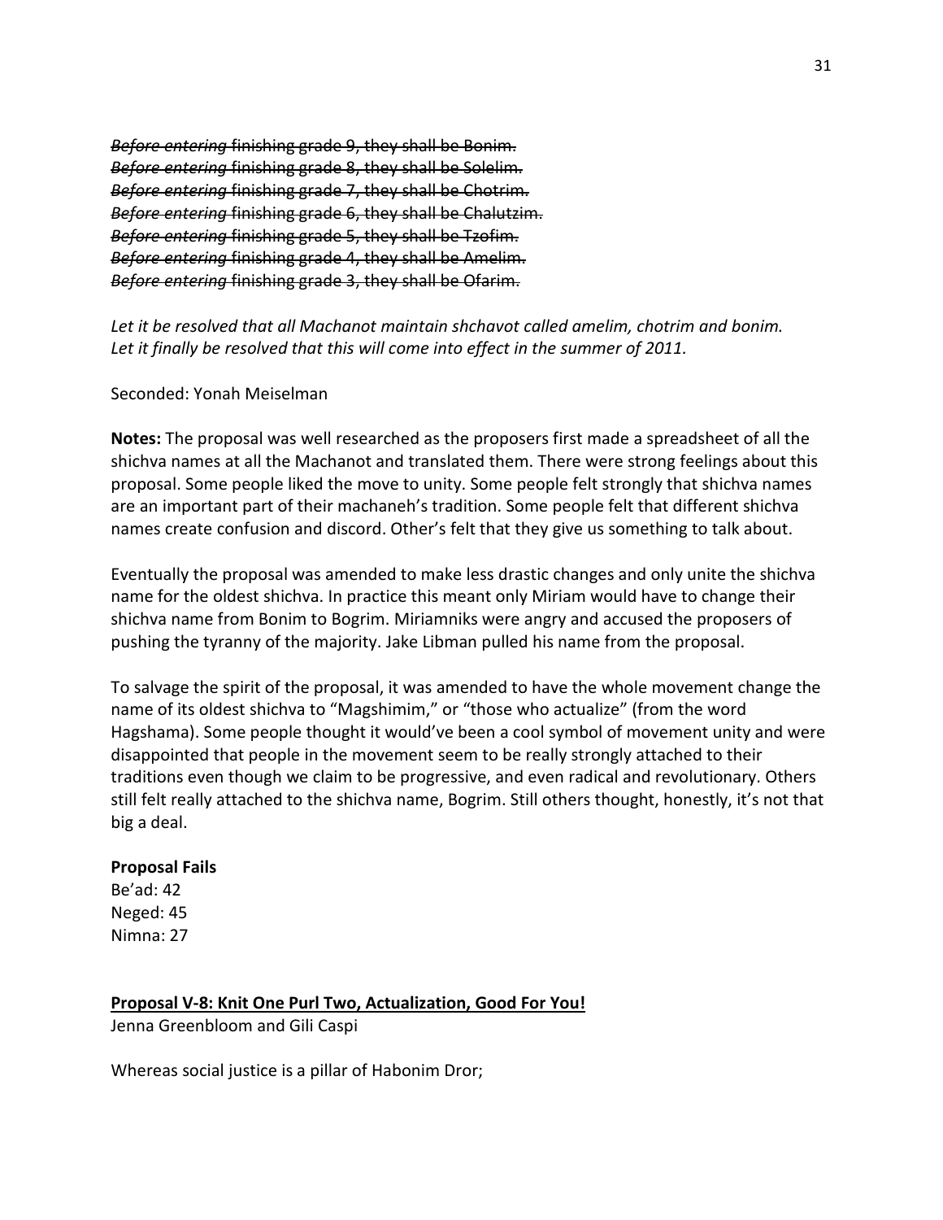~~*Before entering* finishing grade 9, they shall be Bonim.~~
~~*Before entering* finishing grade 8, they shall be Solelim.~~
~~*Before entering* finishing grade 7, they shall be Chotrim.~~
~~*Before entering* finishing grade 6, they shall be Chalutzim.~~
~~*Before entering* finishing grade 5, they shall be Tzofim.~~
~~*Before entering* finishing grade 4, they shall be Amelim.~~
~~*Before entering* finishing grade 3, they shall be Ofarim.~~

*Let it be resolved that all Machanot maintain shchavot called amelim, chotrim and bonim.*
*Let it finally be resolved that this will come into effect in the summer of 2011.*

Seconded: Yonah Meiselman

**Notes:** The proposal was well researched as the proposers first made a spreadsheet of all the shichva names at all the Machanot and translated them. There were strong feelings about this proposal. Some people liked the move to unity. Some people felt strongly that shichva names are an important part of their machaneh's tradition. Some people felt that different shichva names create confusion and discord. Other's felt that they give us something to talk about.

Eventually the proposal was amended to make less drastic changes and only unite the shichva name for the oldest shichva. In practice this meant only Miriam would have to change their shichva name from Bonim to Bogrim. Miriamniks were angry and accused the proposers of pushing the tyranny of the majority. Jake Libman pulled his name from the proposal.

To salvage the spirit of the proposal, it was amended to have the whole movement change the name of its oldest shichva to "Magshimim," or "those who actualize" (from the word Hagshama). Some people thought it would've been a cool symbol of movement unity and were disappointed that people in the movement seem to be really strongly attached to their traditions even though we claim to be progressive, and even radical and revolutionary. Others still felt really attached to the shichva name, Bogrim. Still others thought, honestly, it's not that big a deal.

**Proposal Fails**
Be'ad: 42
Neged: 45
Nimna: 27

**<u>Proposal V-8: Knit One Purl Two, Actualization, Good For You!</u>**
Jenna Greenbloom and Gili Caspi

Whereas social justice is a pillar of Habonim Dror;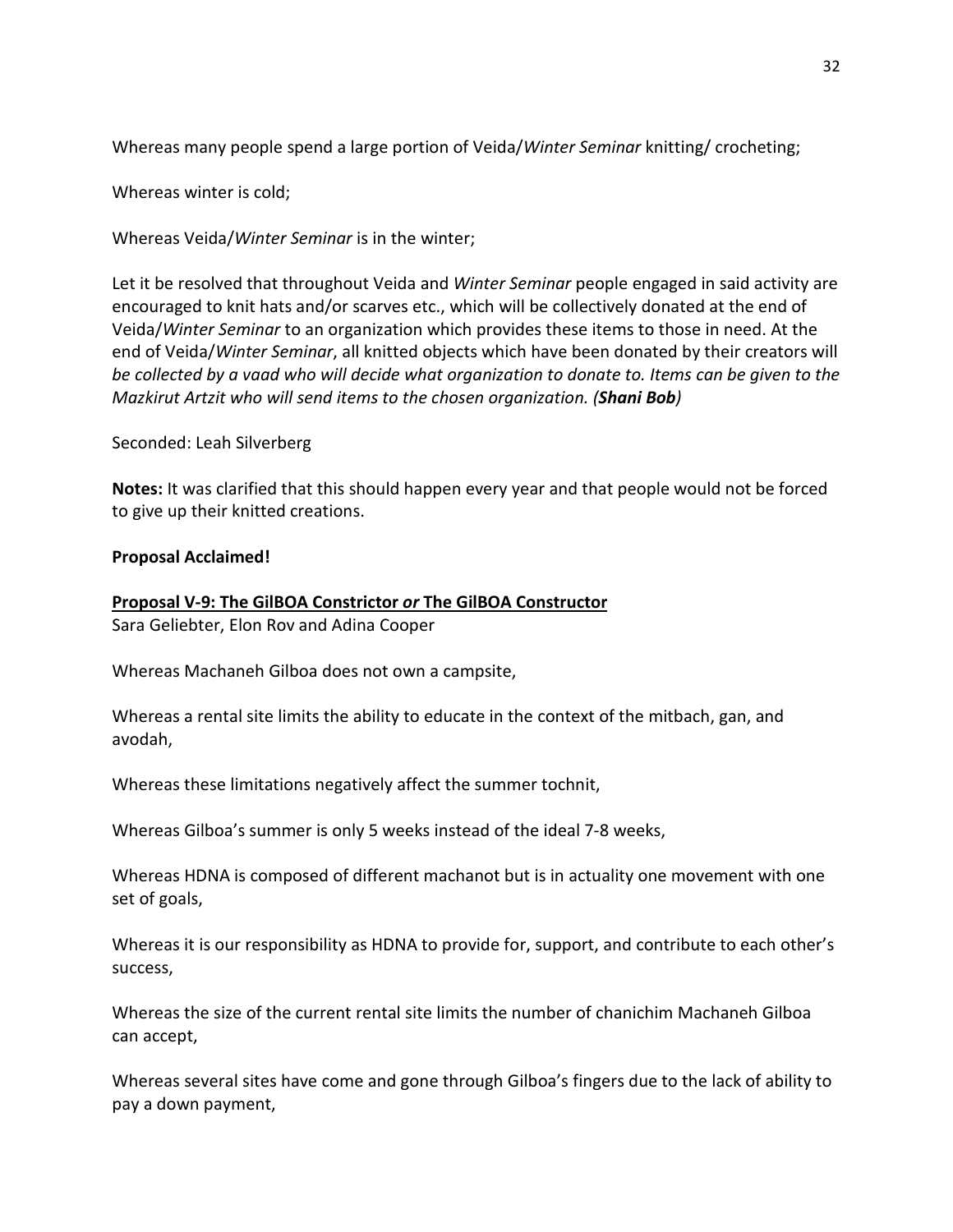Whereas many people spend a large portion of Veida/*Winter Seminar* knitting/ crocheting;

Whereas winter is cold;

Whereas Veida/*Winter Seminar* is in the winter;

Let it be resolved that throughout Veida and *Winter Seminar* people engaged in said activity are encouraged to knit hats and/or scarves etc., which will be collectively donated at the end of Veida/*Winter Seminar* to an organization which provides these items to those in need. At the end of Veida/*Winter Seminar*, all knitted objects which have been donated by their creators will *be collected by a vaad who will decide what organization to donate to. Items can be given to the Mazkirut Artzit who will send items to the chosen organization. (**Shani Bob**)*

Seconded: Leah Silverberg

**Notes:** It was clarified that this should happen every year and that people would not be forced to give up their knitted creations.

**Proposal Acclaimed!**

**Proposal V-9: The GilBOA Constrictor *or* The GilBOA Constructor**

Sara Geliebter, Elon Rov and Adina Cooper

Whereas Machaneh Gilboa does not own a campsite,

Whereas a rental site limits the ability to educate in the context of the mitbach, gan, and avodah,

Whereas these limitations negatively affect the summer tochnit,

Whereas Gilboa's summer is only 5 weeks instead of the ideal 7-8 weeks,

Whereas HDNA is composed of different machanot but is in actuality one movement with one set of goals,

Whereas it is our responsibility as HDNA to provide for, support, and contribute to each other's success,

Whereas the size of the current rental site limits the number of chanichim Machaneh Gilboa can accept,

Whereas several sites have come and gone through Gilboa's fingers due to the lack of ability to pay a down payment,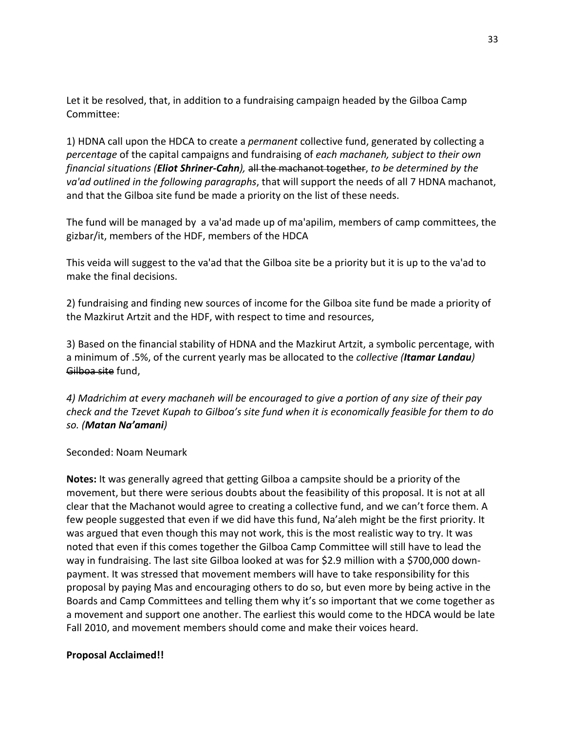Let it be resolved, that, in addition to a fundraising campaign headed by the Gilboa Camp Committee:

1) HDNA call upon the HDCA to create a *permanent* collective fund, generated by collecting a *percentage* of the capital campaigns and fundraising of *each machaneh, subject to their own financial situations (**Eliot Shriner-Cahn**),* ~~all the machanot together~~, *to be determined by the va'ad outlined in the following paragraphs*, that will support the needs of all 7 HDNA machanot, and that the Gilboa site fund be made a priority on the list of these needs.

The fund will be managed by a va'ad made up of ma'apilim, members of camp committees, the gizbar/it, members of the HDF, members of the HDCA

This veida will suggest to the va'ad that the Gilboa site be a priority but it is up to the va'ad to make the final decisions.

2) fundraising and finding new sources of income for the Gilboa site fund be made a priority of the Mazkirut Artzit and the HDF, with respect to time and resources,

3) Based on the financial stability of HDNA and the Mazkirut Artzit, a symbolic percentage, with a minimum of .5%, of the current yearly mas be allocated to the *collective (**Itamar Landau**)* ~~Gilboa site~~ fund,

*4) Madrichim at every machaneh will be encouraged to give a portion of any size of their pay check and the Tzevet Kupah to Gilboa's site fund when it is economically feasible for them to do so. (**Matan Na'amani**)*

Seconded: Noam Neumark

**Notes:** It was generally agreed that getting Gilboa a campsite should be a priority of the movement, but there were serious doubts about the feasibility of this proposal. It is not at all clear that the Machanot would agree to creating a collective fund, and we can't force them. A few people suggested that even if we did have this fund, Na'aleh might be the first priority. It was argued that even though this may not work, this is the most realistic way to try. It was noted that even if this comes together the Gilboa Camp Committee will still have to lead the way in fundraising. The last site Gilboa looked at was for $2.9 million with a $700,000 down-payment. It was stressed that movement members will have to take responsibility for this proposal by paying Mas and encouraging others to do so, but even more by being active in the Boards and Camp Committees and telling them why it's so important that we come together as a movement and support one another. The earliest this would come to the HDCA would be late Fall 2010, and movement members should come and make their voices heard.

**Proposal Acclaimed!!**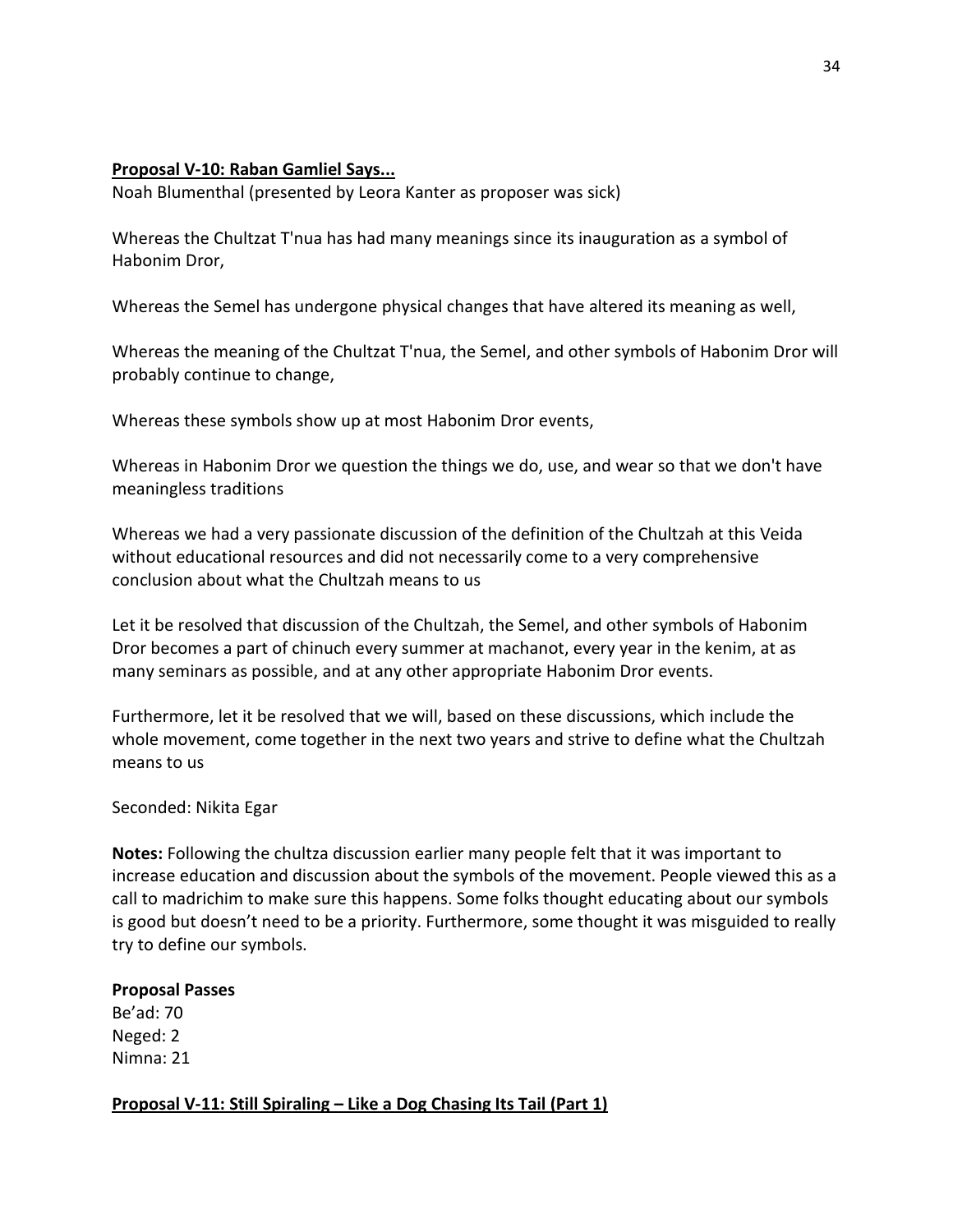**Proposal V-10: Raban Gamliel Says...**

Noah Blumenthal (presented by Leora Kanter as proposer was sick)

Whereas the Chultzat T'nua has had many meanings since its inauguration as a symbol of Habonim Dror,

Whereas the Semel has undergone physical changes that have altered its meaning as well,

Whereas the meaning of the Chultzat T'nua, the Semel, and other symbols of Habonim Dror will probably continue to change,

Whereas these symbols show up at most Habonim Dror events,

Whereas in Habonim Dror we question the things we do, use, and wear so that we don't have meaningless traditions

Whereas we had a very passionate discussion of the definition of the Chultzah at this Veida without educational resources and did not necessarily come to a very comprehensive conclusion about what the Chultzah means to us

Let it be resolved that discussion of the Chultzah, the Semel, and other symbols of Habonim Dror becomes a part of chinuch every summer at machanot, every year in the kenim, at as many seminars as possible, and at any other appropriate Habonim Dror events.

Furthermore, let it be resolved that we will, based on these discussions, which include the whole movement, come together in the next two years and strive to define what the Chultzah means to us

Seconded: Nikita Egar

**Notes:** Following the chultza discussion earlier many people felt that it was important to increase education and discussion about the symbols of the movement. People viewed this as a call to madrichim to make sure this happens. Some folks thought educating about our symbols is good but doesn't need to be a priority. Furthermore, some thought it was misguided to really try to define our symbols.

**Proposal Passes**
Be'ad: 70
Neged: 2
Nimna: 21

**Proposal V-11: Still Spiraling – Like a Dog Chasing Its Tail (Part 1)**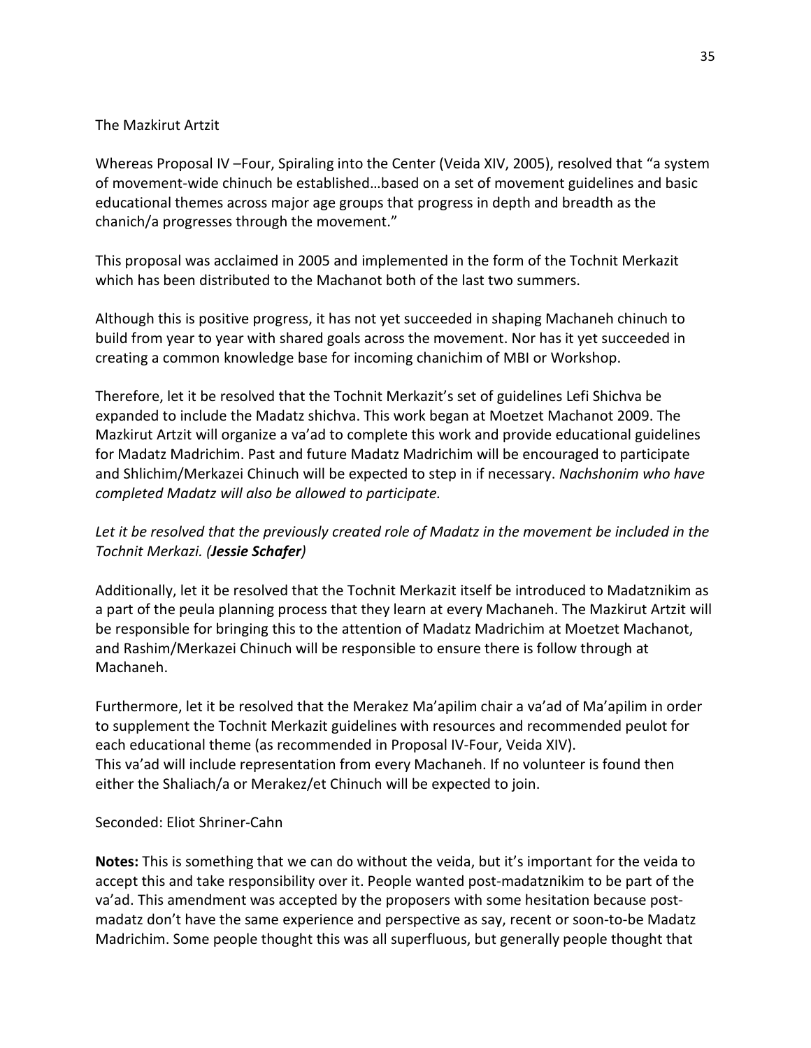The Mazkirut Artzit

Whereas Proposal IV –Four, Spiraling into the Center (Veida XIV, 2005), resolved that "a system of movement-wide chinuch be established…based on a set of movement guidelines and basic educational themes across major age groups that progress in depth and breadth as the chanich/a progresses through the movement."

This proposal was acclaimed in 2005 and implemented in the form of the Tochnit Merkazit which has been distributed to the Machanot both of the last two summers.

Although this is positive progress, it has not yet succeeded in shaping Machaneh chinuch to build from year to year with shared goals across the movement. Nor has it yet succeeded in creating a common knowledge base for incoming chanichim of MBI or Workshop.

Therefore, let it be resolved that the Tochnit Merkazit's set of guidelines Lefi Shichva be expanded to include the Madatz shichva. This work began at Moetzet Machanot 2009. The Mazkirut Artzit will organize a va'ad to complete this work and provide educational guidelines for Madatz Madrichim. Past and future Madatz Madrichim will be encouraged to participate and Shlichim/Merkazei Chinuch will be expected to step in if necessary. *Nachshonim who have completed Madatz will also be allowed to participate.*

*Let it be resolved that the previously created role of Madatz in the movement be included in the Tochnit Merkazi. (**Jessie Schafer**)*

Additionally, let it be resolved that the Tochnit Merkazit itself be introduced to Madatznikim as a part of the peula planning process that they learn at every Machaneh. The Mazkirut Artzit will be responsible for bringing this to the attention of Madatz Madrichim at Moetzet Machanot, and Rashim/Merkazei Chinuch will be responsible to ensure there is follow through at Machaneh.

Furthermore, let it be resolved that the Merakez Ma'apilim chair a va'ad of Ma'apilim in order to supplement the Tochnit Merkazit guidelines with resources and recommended peulot for each educational theme (as recommended in Proposal IV-Four, Veida XIV).
This va'ad will include representation from every Machaneh. If no volunteer is found then either the Shaliach/a or Merakez/et Chinuch will be expected to join.

Seconded: Eliot Shriner-Cahn

**Notes:** This is something that we can do without the veida, but it's important for the veida to accept this and take responsibility over it. People wanted post-madatznikim to be part of the va'ad. This amendment was accepted by the proposers with some hesitation because post-madatz don't have the same experience and perspective as say, recent or soon-to-be Madatz Madrichim. Some people thought this was all superfluous, but generally people thought that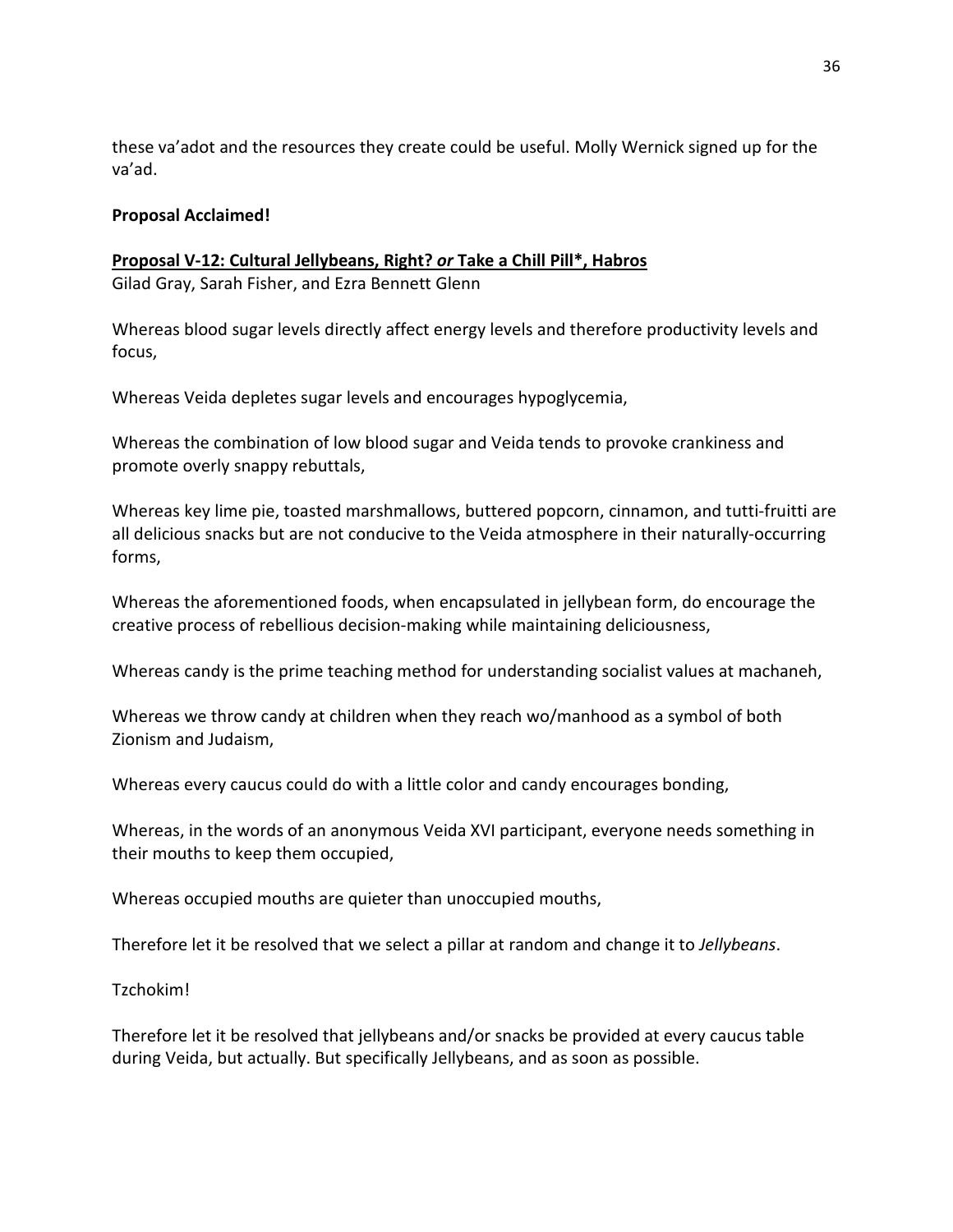these va'adot and the resources they create could be useful. Molly Wernick signed up for the va'ad.

**Proposal Acclaimed!**

**Proposal V-12: Cultural Jellybeans, Right? *or* Take a Chill Pill*, Habros**

Gilad Gray, Sarah Fisher, and Ezra Bennett Glenn

Whereas blood sugar levels directly affect energy levels and therefore productivity levels and focus,

Whereas Veida depletes sugar levels and encourages hypoglycemia,

Whereas the combination of low blood sugar and Veida tends to provoke crankiness and promote overly snappy rebuttals,

Whereas key lime pie, toasted marshmallows, buttered popcorn, cinnamon, and tutti-fruitti are all delicious snacks but are not conducive to the Veida atmosphere in their naturally-occurring forms,

Whereas the aforementioned foods, when encapsulated in jellybean form, do encourage the creative process of rebellious decision-making while maintaining deliciousness,

Whereas candy is the prime teaching method for understanding socialist values at machaneh,

Whereas we throw candy at children when they reach wo/manhood as a symbol of both Zionism and Judaism,

Whereas every caucus could do with a little color and candy encourages bonding,

Whereas, in the words of an anonymous Veida XVI participant, everyone needs something in their mouths to keep them occupied,

Whereas occupied mouths are quieter than unoccupied mouths,

Therefore let it be resolved that we select a pillar at random and change it to *Jellybeans*.

Tzchokim!

Therefore let it be resolved that jellybeans and/or snacks be provided at every caucus table during Veida, but actually. But specifically Jellybeans, and as soon as possible.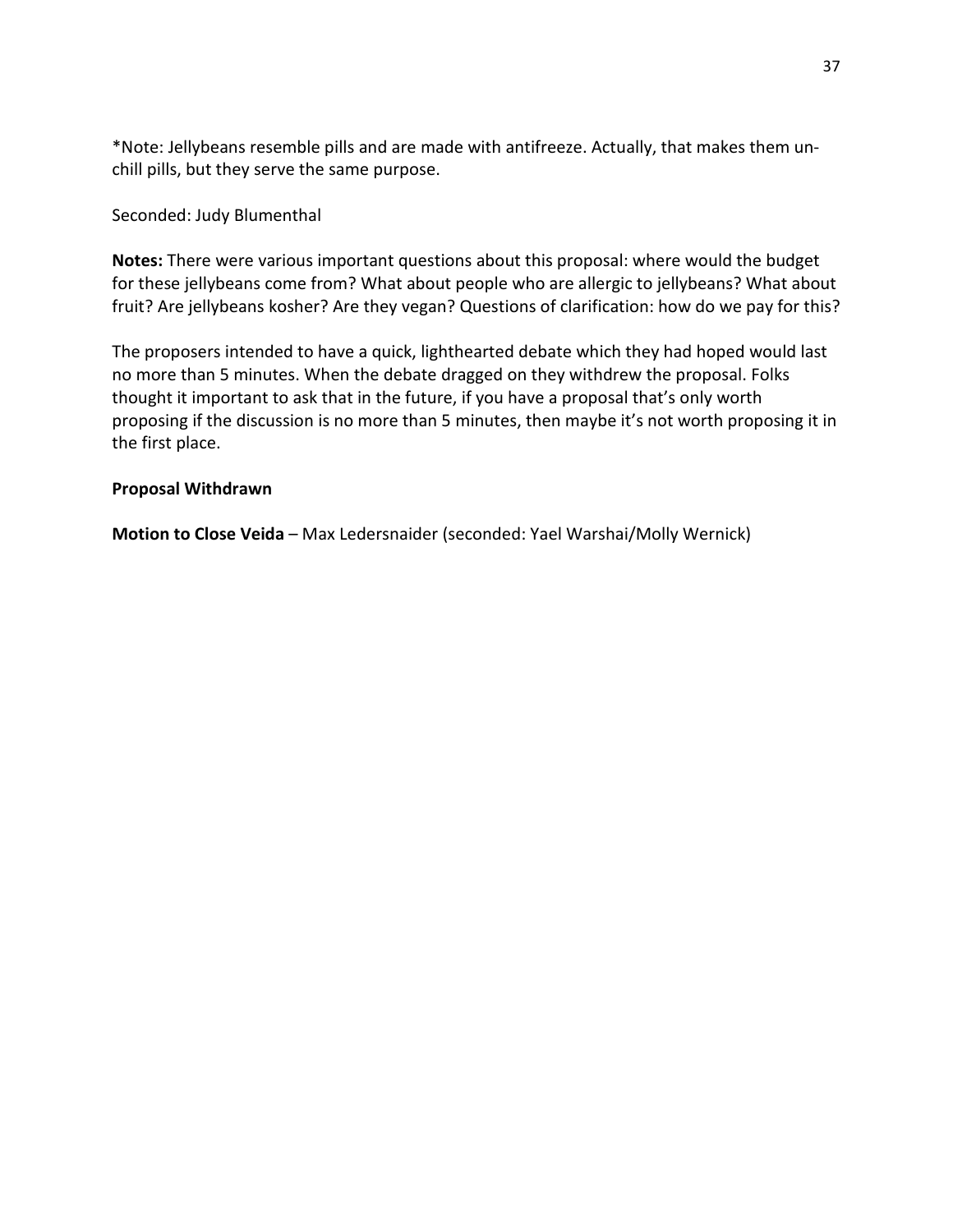*Note: Jellybeans resemble pills and are made with antifreeze. Actually, that makes them un-chill pills, but they serve the same purpose.

Seconded: Judy Blumenthal

**Notes:** There were various important questions about this proposal: where would the budget for these jellybeans come from? What about people who are allergic to jellybeans? What about fruit? Are jellybeans kosher? Are they vegan? Questions of clarification: how do we pay for this?

The proposers intended to have a quick, lighthearted debate which they had hoped would last no more than 5 minutes. When the debate dragged on they withdrew the proposal. Folks thought it important to ask that in the future, if you have a proposal that's only worth proposing if the discussion is no more than 5 minutes, then maybe it's not worth proposing it in the first place.

**Proposal Withdrawn**

**Motion to Close Veida** – Max Ledersnaider (seconded: Yael Warshai/Molly Wernick)